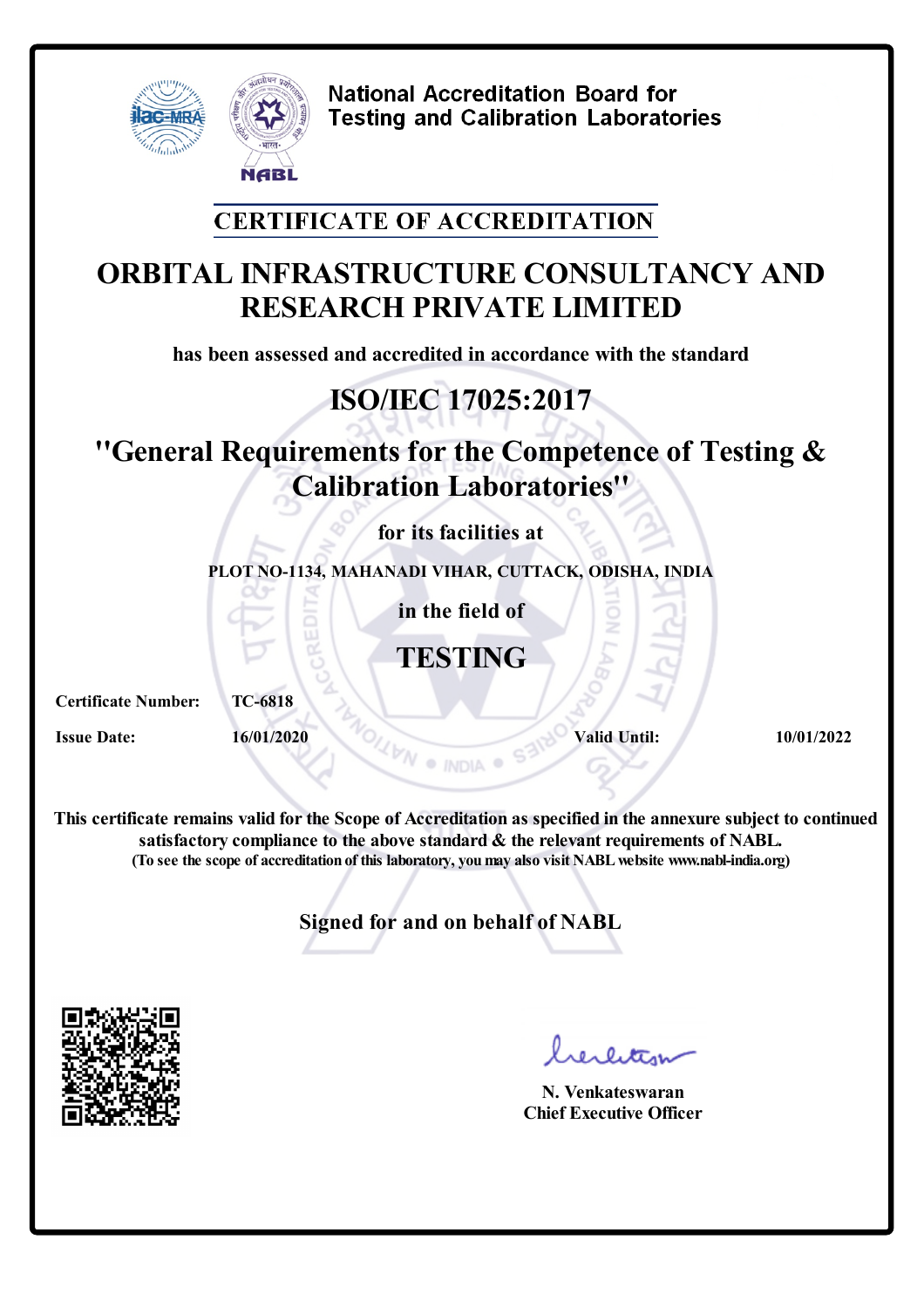National Accreditation Board for
Testing and Calibration Laboratories

## CERTIFICATE OF ACCREDITATION

# ORBITAL INFRASTRUCTURE CONSULTANCY AND RESEARCH PRIVATE LIMITED

**has been assessed and accredited in accordance with the standard**

## ISO/IEC 17025:2017

## "General Requirements for the Competence of Testing & Calibration Laboratories"

**for its facilities at**

**PLOT NO-1134, MAHANADI VIHAR, CUTTACK, ODISHA, INDIA**

**in the field of**

## TESTING

**Certificate Number:** TC-6818

**Issue Date:** 16/01/2020 **Valid Until:** 10/01/2022

**This certificate remains valid for the Scope of Accreditation as specified in the annexure subject to continued satisfactory compliance to the above standard & the relevant requirements of NABL.**
**(To see the scope of accreditation of this laboratory, you may also visit NABL website www.nabl-india.org)**

**Signed for and on behalf of NABL**

**N. Venkateswaran**
**Chief Executive Officer**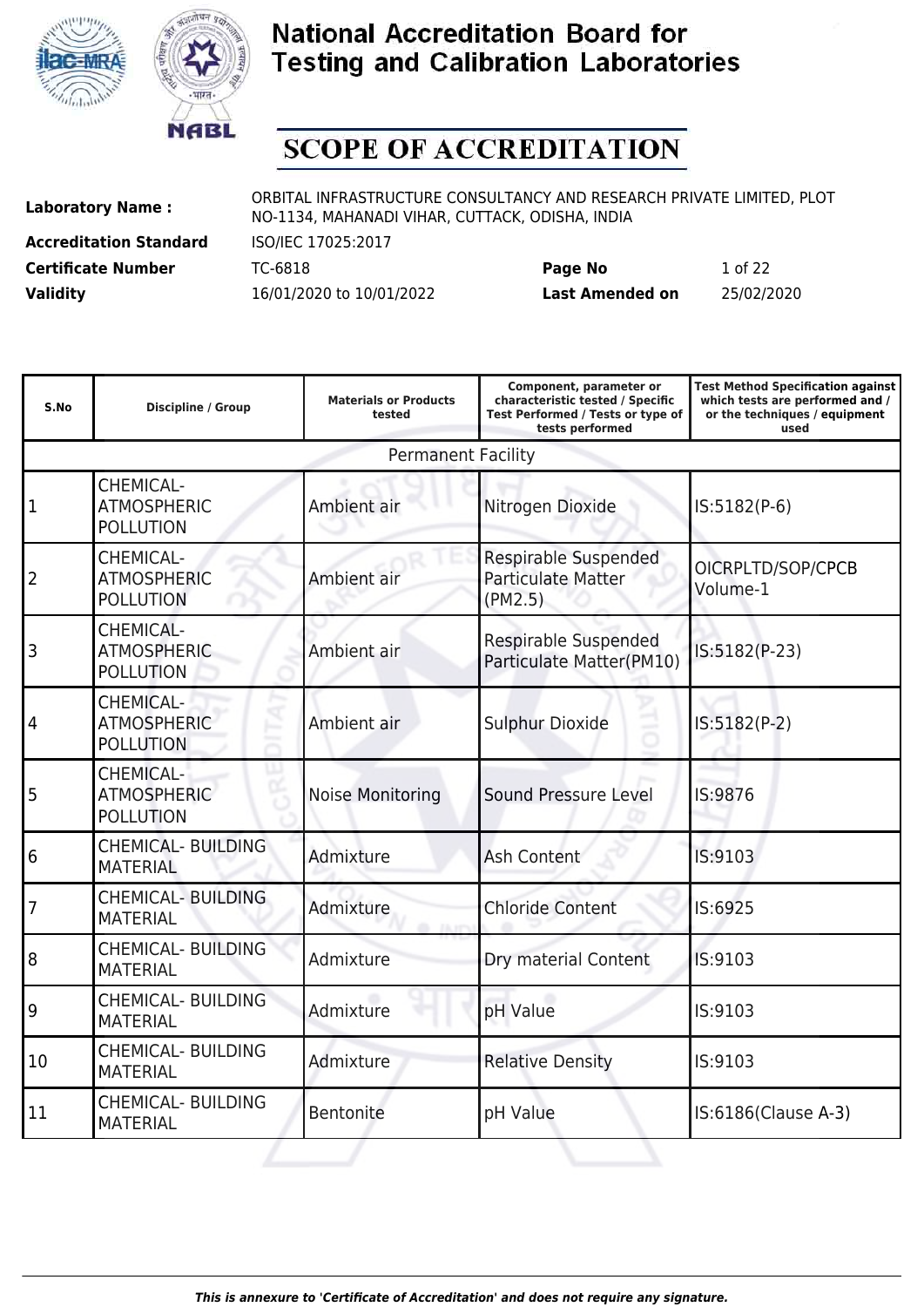# National Accreditation Board for Testing and Calibration Laboratories

## SCOPE OF ACCREDITATION

| | | | |
|---|---|---|---|
| **Laboratory Name :** | ORBITAL INFRASTRUCTURE CONSULTANCY AND RESEARCH PRIVATE LIMITED, PLOT NO-1134, MAHANADI VIHAR, CUTTACK, ODISHA, INDIA | | |
| **Accreditation Standard** | ISO/IEC 17025:2017 | | |
| **Certificate Number** | TC-6818 | **Page No** | 1 of 22 |
| **Validity** | 16/01/2020 to 10/01/2022 | **Last Amended on** | 25/02/2020 |

| S.No | Discipline / Group | Materials or Products tested | Component, parameter or characteristic tested / Specific Test Performed / Tests or type of tests performed | Test Method Specification against which tests are performed and / or the techniques / equipment used |
|---|---|---|---|---|
| Permanent Facility | | | | |
| 1 | CHEMICAL- ATMOSPHERIC POLLUTION | Ambient air | Nitrogen Dioxide | IS:5182(P-6) |
| 2 | CHEMICAL- ATMOSPHERIC POLLUTION | Ambient air | Respirable Suspended Particulate Matter (PM2.5) | OICRPLTD/SOP/CPCB Volume-1 |
| 3 | CHEMICAL- ATMOSPHERIC POLLUTION | Ambient air | Respirable Suspended Particulate Matter(PM10) | IS:5182(P-23) |
| 4 | CHEMICAL- ATMOSPHERIC POLLUTION | Ambient air | Sulphur Dioxide | IS:5182(P-2) |
| 5 | CHEMICAL- ATMOSPHERIC POLLUTION | Noise Monitoring | Sound Pressure Level | IS:9876 |
| 6 | CHEMICAL- BUILDING MATERIAL | Admixture | Ash Content | IS:9103 |
| 7 | CHEMICAL- BUILDING MATERIAL | Admixture | Chloride Content | IS:6925 |
| 8 | CHEMICAL- BUILDING MATERIAL | Admixture | Dry material Content | IS:9103 |
| 9 | CHEMICAL- BUILDING MATERIAL | Admixture | pH Value | IS:9103 |
| 10 | CHEMICAL- BUILDING MATERIAL | Admixture | Relative Density | IS:9103 |
| 11 | CHEMICAL- BUILDING MATERIAL | Bentonite | pH Value | IS:6186(Clause A-3) |

*This is annexure to 'Certificate of Accreditation' and does not require any signature.*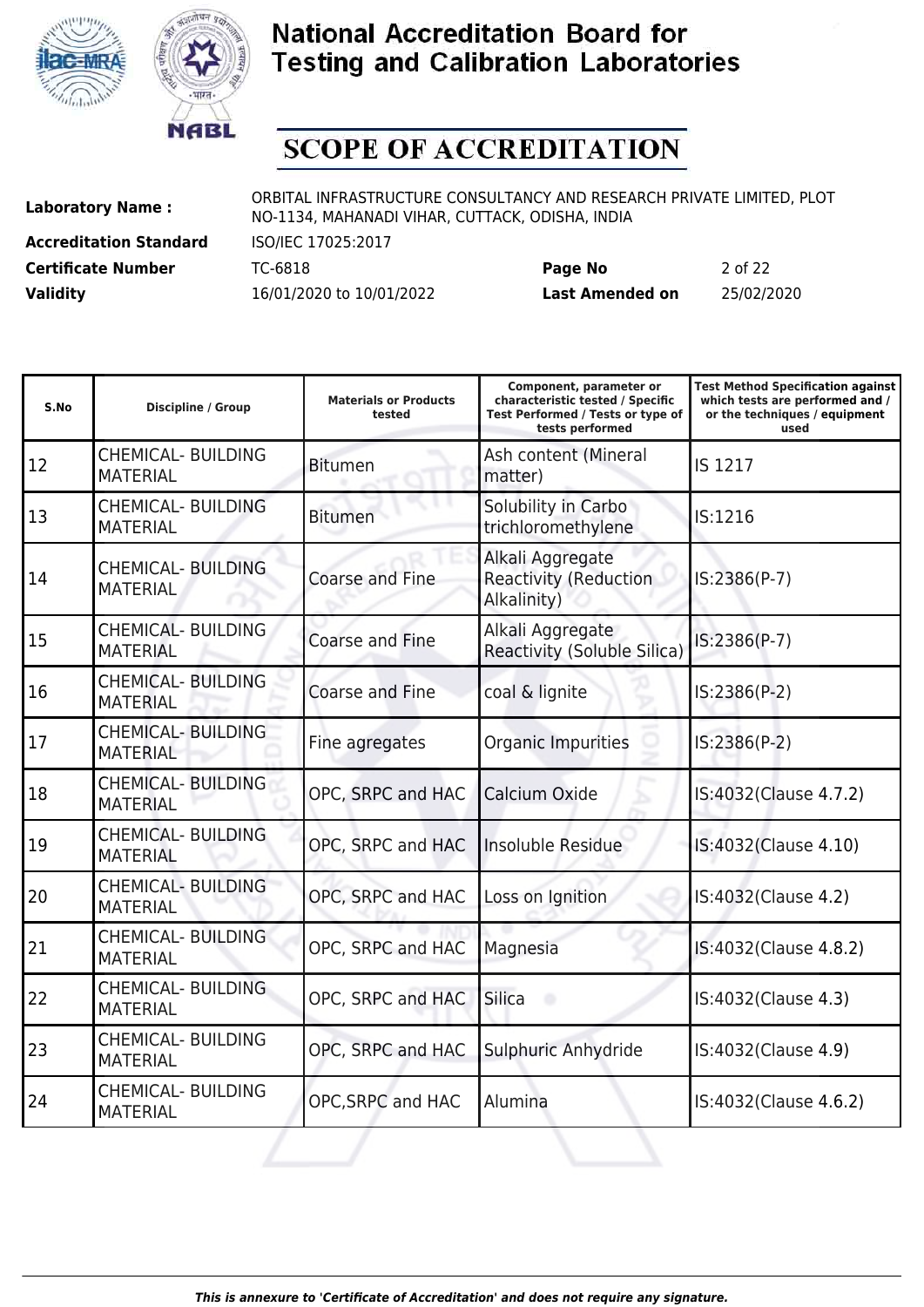# National Accreditation Board for Testing and Calibration Laboratories

## SCOPE OF ACCREDITATION

| | | | |
|---|---|---|---|
| **Laboratory Name :** | ORBITAL INFRASTRUCTURE CONSULTANCY AND RESEARCH PRIVATE LIMITED, PLOT NO-1134, MAHANADI VIHAR, CUTTACK, ODISHA, INDIA | | |
| **Accreditation Standard** | ISO/IEC 17025:2017 | | |
| **Certificate Number** | TC-6818 | **Page No** | 2 of 22 |
| **Validity** | 16/01/2020 to 10/01/2022 | **Last Amended on** | 25/02/2020 |

| S.No | Discipline / Group | Materials or Products tested | Component, parameter or characteristic tested / Specific Test Performed / Tests or type of tests performed | Test Method Specification against which tests are performed and / or the techniques / equipment used |
|---|---|---|---|---|
| 12 | CHEMICAL- BUILDING MATERIAL | Bitumen | Ash content (Mineral matter) | IS 1217 |
| 13 | CHEMICAL- BUILDING MATERIAL | Bitumen | Solubility in Carbo trichloromethylene | IS:1216 |
| 14 | CHEMICAL- BUILDING MATERIAL | Coarse and Fine | Alkali Aggregate Reactivity (Reduction Alkalinity) | IS:2386(P-7) |
| 15 | CHEMICAL- BUILDING MATERIAL | Coarse and Fine | Alkali Aggregate Reactivity (Soluble Silica) | IS:2386(P-7) |
| 16 | CHEMICAL- BUILDING MATERIAL | Coarse and Fine | coal & lignite | IS:2386(P-2) |
| 17 | CHEMICAL- BUILDING MATERIAL | Fine agregates | Organic Impurities | IS:2386(P-2) |
| 18 | CHEMICAL- BUILDING MATERIAL | OPC, SRPC and HAC | Calcium Oxide | IS:4032(Clause 4.7.2) |
| 19 | CHEMICAL- BUILDING MATERIAL | OPC, SRPC and HAC | Insoluble Residue | IS:4032(Clause 4.10) |
| 20 | CHEMICAL- BUILDING MATERIAL | OPC, SRPC and HAC | Loss on Ignition | IS:4032(Clause 4.2) |
| 21 | CHEMICAL- BUILDING MATERIAL | OPC, SRPC and HAC | Magnesia | IS:4032(Clause 4.8.2) |
| 22 | CHEMICAL- BUILDING MATERIAL | OPC, SRPC and HAC | Silica | IS:4032(Clause 4.3) |
| 23 | CHEMICAL- BUILDING MATERIAL | OPC, SRPC and HAC | Sulphuric Anhydride | IS:4032(Clause 4.9) |
| 24 | CHEMICAL- BUILDING MATERIAL | OPC,SRPC and HAC | Alumina | IS:4032(Clause 4.6.2) |

*This is annexure to 'Certificate of Accreditation' and does not require any signature.*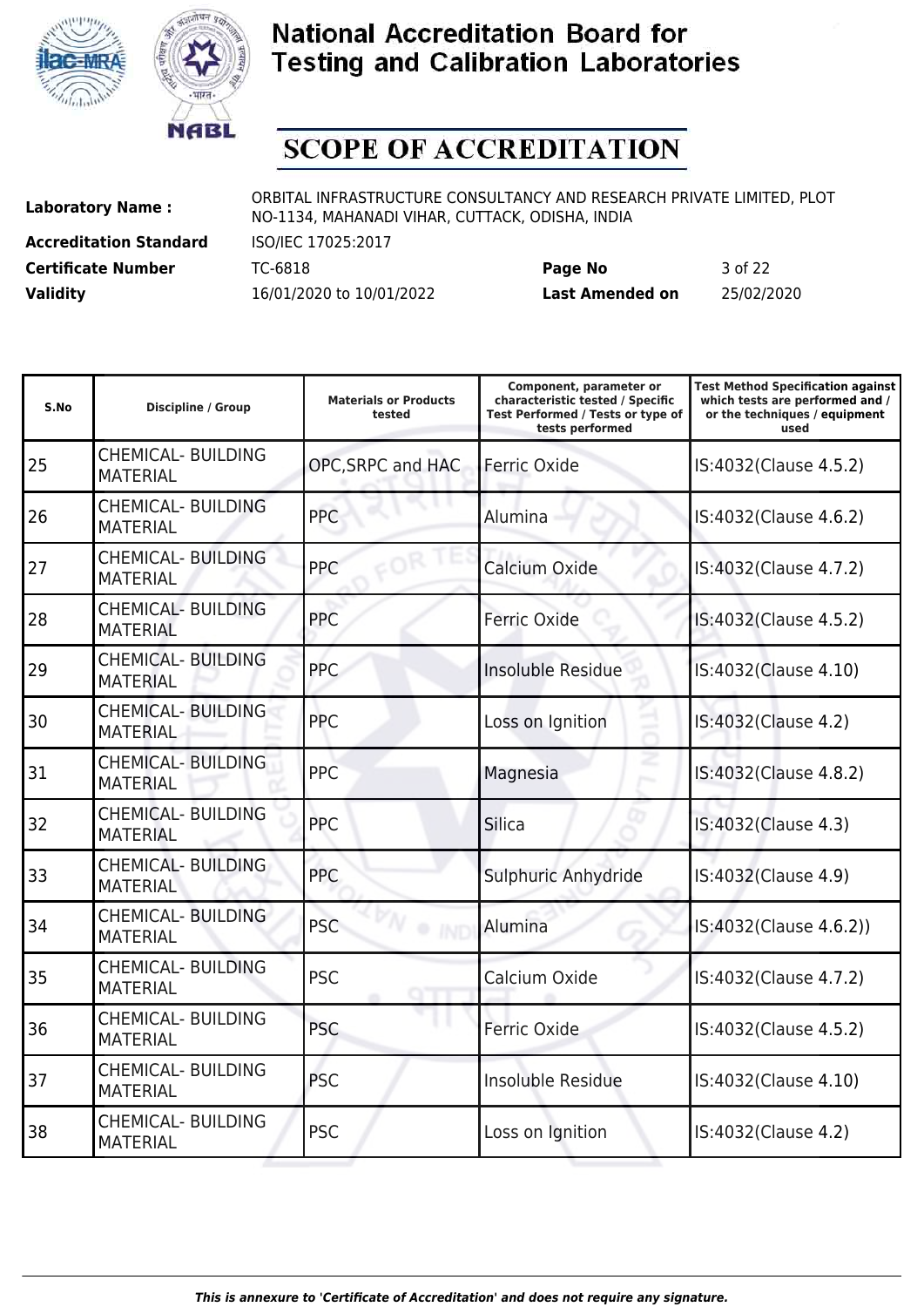# National Accreditation Board for Testing and Calibration Laboratories

# SCOPE OF ACCREDITATION

| | | | |
|---|---|---|---|
| **Laboratory Name :** | ORBITAL INFRASTRUCTURE CONSULTANCY AND RESEARCH PRIVATE LIMITED, PLOT NO-1134, MAHANADI VIHAR, CUTTACK, ODISHA, INDIA | | |
| **Accreditation Standard** | ISO/IEC 17025:2017 | | |
| **Certificate Number** | TC-6818 | **Page No** | 3 of 22 |
| **Validity** | 16/01/2020 to 10/01/2022 | **Last Amended on** | 25/02/2020 |

| S.No | Discipline / Group | Materials or Products tested | Component, parameter or characteristic tested / Specific Test Performed / Tests or type of tests performed | Test Method Specification against which tests are performed and / or the techniques / equipment used |
|---|---|---|---|---|
| 25 | CHEMICAL- BUILDING MATERIAL | OPC,SRPC and HAC | Ferric Oxide | IS:4032(Clause 4.5.2) |
| 26 | CHEMICAL- BUILDING MATERIAL | PPC | Alumina | IS:4032(Clause 4.6.2) |
| 27 | CHEMICAL- BUILDING MATERIAL | PPC | Calcium Oxide | IS:4032(Clause 4.7.2) |
| 28 | CHEMICAL- BUILDING MATERIAL | PPC | Ferric Oxide | IS:4032(Clause 4.5.2) |
| 29 | CHEMICAL- BUILDING MATERIAL | PPC | Insoluble Residue | IS:4032(Clause 4.10) |
| 30 | CHEMICAL- BUILDING MATERIAL | PPC | Loss on Ignition | IS:4032(Clause 4.2) |
| 31 | CHEMICAL- BUILDING MATERIAL | PPC | Magnesia | IS:4032(Clause 4.8.2) |
| 32 | CHEMICAL- BUILDING MATERIAL | PPC | Silica | IS:4032(Clause 4.3) |
| 33 | CHEMICAL- BUILDING MATERIAL | PPC | Sulphuric Anhydride | IS:4032(Clause 4.9) |
| 34 | CHEMICAL- BUILDING MATERIAL | PSC | Alumina | IS:4032(Clause 4.6.2)) |
| 35 | CHEMICAL- BUILDING MATERIAL | PSC | Calcium Oxide | IS:4032(Clause 4.7.2) |
| 36 | CHEMICAL- BUILDING MATERIAL | PSC | Ferric Oxide | IS:4032(Clause 4.5.2) |
| 37 | CHEMICAL- BUILDING MATERIAL | PSC | Insoluble Residue | IS:4032(Clause 4.10) |
| 38 | CHEMICAL- BUILDING MATERIAL | PSC | Loss on Ignition | IS:4032(Clause 4.2) |

*This is annexure to 'Certificate of Accreditation' and does not require any signature.*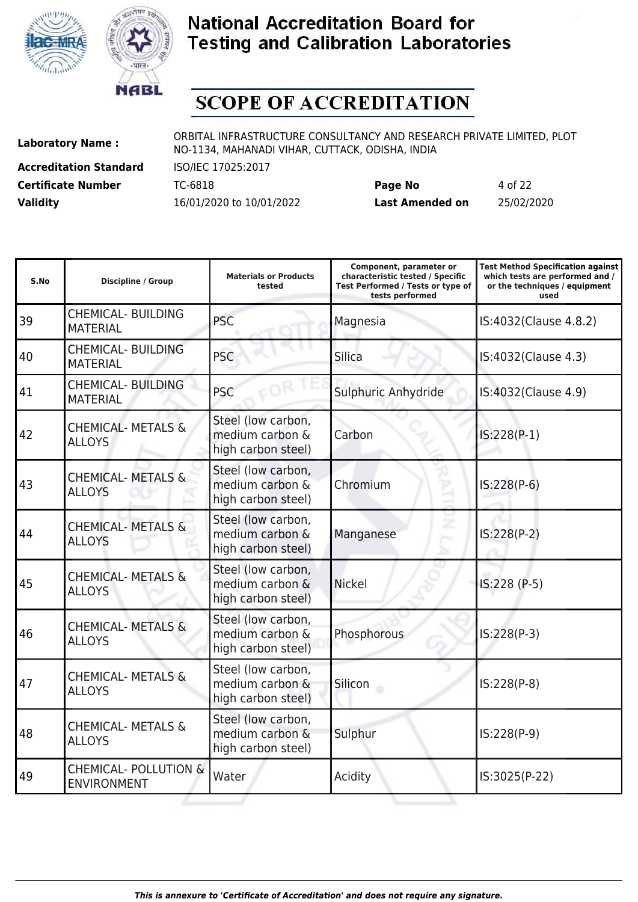# National Accreditation Board for Testing and Calibration Laboratories

## SCOPE OF ACCREDITATION

| | | | |
|---|---|---|---|
| **Laboratory Name :** | ORBITAL INFRASTRUCTURE CONSULTANCY AND RESEARCH PRIVATE LIMITED, PLOT NO-1134, MAHANADI VIHAR, CUTTACK, ODISHA, INDIA | | |
| **Accreditation Standard** | ISO/IEC 17025:2017 | | |
| **Certificate Number** | TC-6818 | **Page No** | 4 of 22 |
| **Validity** | 16/01/2020 to 10/01/2022 | **Last Amended on** | 25/02/2020 |

| S.No | Discipline / Group | Materials or Products tested | Component, parameter or characteristic tested / Specific Test Performed / Tests or type of tests performed | Test Method Specification against which tests are performed and / or the techniques / equipment used |
|---|---|---|---|---|
| 39 | CHEMICAL- BUILDING MATERIAL | PSC | Magnesia | IS:4032(Clause 4.8.2) |
| 40 | CHEMICAL- BUILDING MATERIAL | PSC | Silica | IS:4032(Clause 4.3) |
| 41 | CHEMICAL- BUILDING MATERIAL | PSC | Sulphuric Anhydride | IS:4032(Clause 4.9) |
| 42 | CHEMICAL- METALS & ALLOYS | Steel (low carbon, medium carbon & high carbon steel) | Carbon | IS:228(P-1) |
| 43 | CHEMICAL- METALS & ALLOYS | Steel (low carbon, medium carbon & high carbon steel) | Chromium | IS:228(P-6) |
| 44 | CHEMICAL- METALS & ALLOYS | Steel (low carbon, medium carbon & high carbon steel) | Manganese | IS:228(P-2) |
| 45 | CHEMICAL- METALS & ALLOYS | Steel (low carbon, medium carbon & high carbon steel) | Nickel | IS:228 (P-5) |
| 46 | CHEMICAL- METALS & ALLOYS | Steel (low carbon, medium carbon & high carbon steel) | Phosphorous | IS:228(P-3) |
| 47 | CHEMICAL- METALS & ALLOYS | Steel (low carbon, medium carbon & high carbon steel) | Silicon | IS:228(P-8) |
| 48 | CHEMICAL- METALS & ALLOYS | Steel (low carbon, medium carbon & high carbon steel) | Sulphur | IS:228(P-9) |
| 49 | CHEMICAL- POLLUTION & ENVIRONMENT | Water | Acidity | IS:3025(P-22) |

*This is annexure to 'Certificate of Accreditation' and does not require any signature.*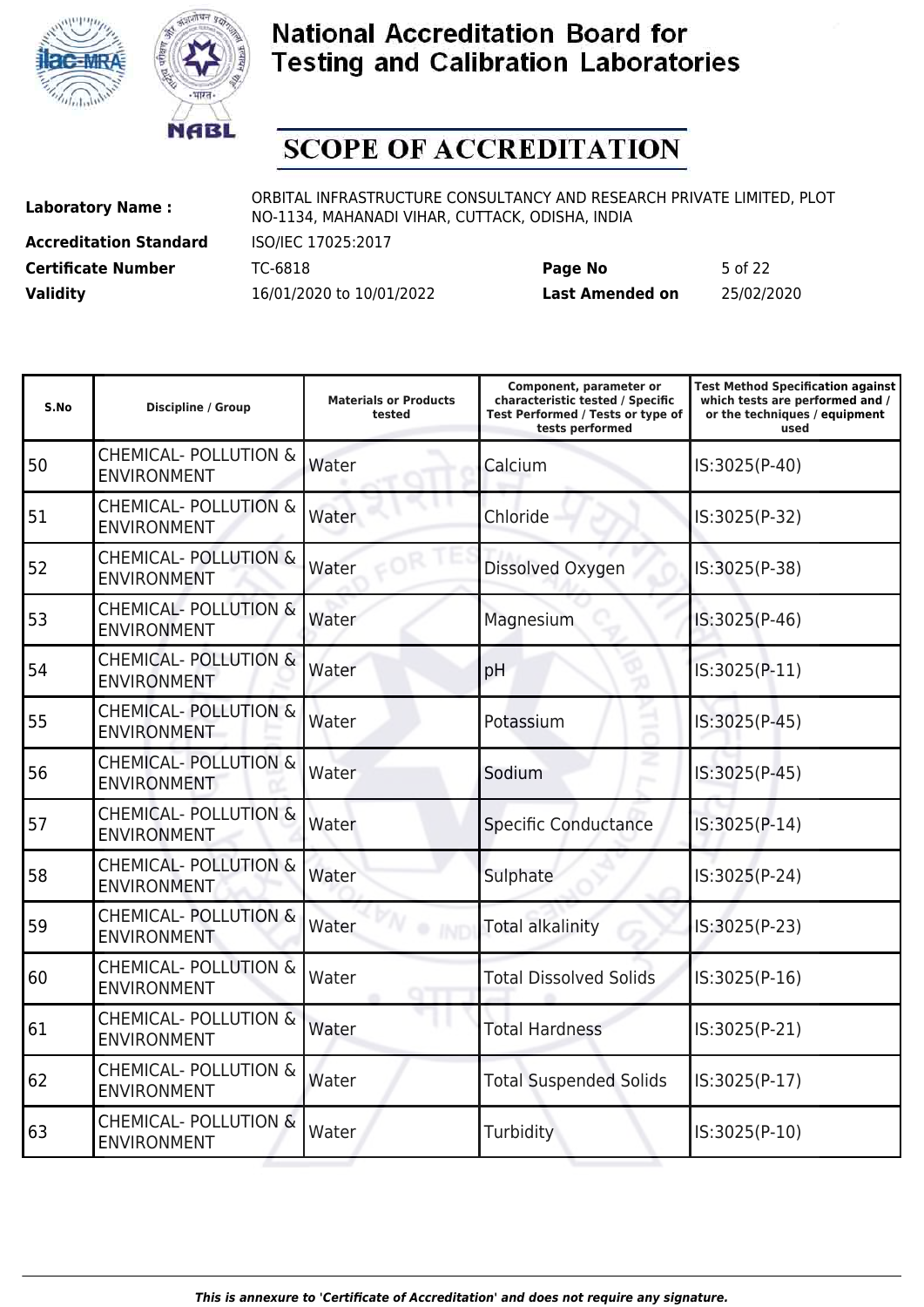# National Accreditation Board for Testing and Calibration Laboratories

## SCOPE OF ACCREDITATION

**Laboratory Name :** ORBITAL INFRASTRUCTURE CONSULTANCY AND RESEARCH PRIVATE LIMITED, PLOT NO-1134, MAHANADI VIHAR, CUTTACK, ODISHA, INDIA

**Accreditation Standard** ISO/IEC 17025:2017

**Certificate Number** TC-6818 **Page No** 5 of 22

**Validity** 16/01/2020 to 10/01/2022 **Last Amended on** 25/02/2020

| S.No | Discipline / Group | Materials or Products tested | Component, parameter or characteristic tested / Specific Test Performed / Tests or type of tests performed | Test Method Specification against which tests are performed and / or the techniques / equipment used |
|---|---|---|---|---|
| 50 | CHEMICAL- POLLUTION & ENVIRONMENT | Water | Calcium | IS:3025(P-40) |
| 51 | CHEMICAL- POLLUTION & ENVIRONMENT | Water | Chloride | IS:3025(P-32) |
| 52 | CHEMICAL- POLLUTION & ENVIRONMENT | Water | Dissolved Oxygen | IS:3025(P-38) |
| 53 | CHEMICAL- POLLUTION & ENVIRONMENT | Water | Magnesium | IS:3025(P-46) |
| 54 | CHEMICAL- POLLUTION & ENVIRONMENT | Water | pH | IS:3025(P-11) |
| 55 | CHEMICAL- POLLUTION & ENVIRONMENT | Water | Potassium | IS:3025(P-45) |
| 56 | CHEMICAL- POLLUTION & ENVIRONMENT | Water | Sodium | IS:3025(P-45) |
| 57 | CHEMICAL- POLLUTION & ENVIRONMENT | Water | Specific Conductance | IS:3025(P-14) |
| 58 | CHEMICAL- POLLUTION & ENVIRONMENT | Water | Sulphate | IS:3025(P-24) |
| 59 | CHEMICAL- POLLUTION & ENVIRONMENT | Water | Total alkalinity | IS:3025(P-23) |
| 60 | CHEMICAL- POLLUTION & ENVIRONMENT | Water | Total Dissolved Solids | IS:3025(P-16) |
| 61 | CHEMICAL- POLLUTION & ENVIRONMENT | Water | Total Hardness | IS:3025(P-21) |
| 62 | CHEMICAL- POLLUTION & ENVIRONMENT | Water | Total Suspended Solids | IS:3025(P-17) |
| 63 | CHEMICAL- POLLUTION & ENVIRONMENT | Water | Turbidity | IS:3025(P-10) |

*This is annexure to 'Certificate of Accreditation' and does not require any signature.*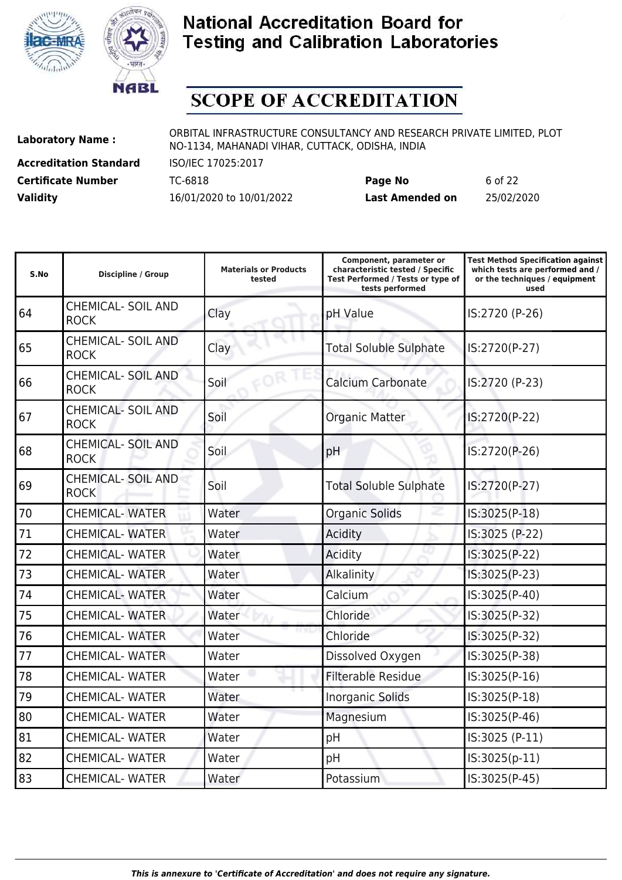# National Accreditation Board for Testing and Calibration Laboratories

# SCOPE OF ACCREDITATION

| | | | |
|---|---|---|---|
| **Laboratory Name :** | ORBITAL INFRASTRUCTURE CONSULTANCY AND RESEARCH PRIVATE LIMITED, PLOT NO-1134, MAHANADI VIHAR, CUTTACK, ODISHA, INDIA | | |
| **Accreditation Standard** | ISO/IEC 17025:2017 | | |
| **Certificate Number** | TC-6818 | **Page No** | 6 of 22 |
| **Validity** | 16/01/2020 to 10/01/2022 | **Last Amended on** | 25/02/2020 |

| S.No | Discipline / Group | Materials or Products tested | Component, parameter or characteristic tested / Specific Test Performed / Tests or type of tests performed | Test Method Specification against which tests are performed and / or the techniques / equipment used |
|---|---|---|---|---|
| 64 | CHEMICAL- SOIL AND ROCK | Clay | pH Value | IS:2720 (P-26) |
| 65 | CHEMICAL- SOIL AND ROCK | Clay | Total Soluble Sulphate | IS:2720(P-27) |
| 66 | CHEMICAL- SOIL AND ROCK | Soil | Calcium Carbonate | IS:2720 (P-23) |
| 67 | CHEMICAL- SOIL AND ROCK | Soil | Organic Matter | IS:2720(P-22) |
| 68 | CHEMICAL- SOIL AND ROCK | Soil | pH | IS:2720(P-26) |
| 69 | CHEMICAL- SOIL AND ROCK | Soil | Total Soluble Sulphate | IS:2720(P-27) |
| 70 | CHEMICAL- WATER | Water | Organic Solids | IS:3025(P-18) |
| 71 | CHEMICAL- WATER | Water | Acidity | IS:3025 (P-22) |
| 72 | CHEMICAL- WATER | Water | Acidity | IS:3025(P-22) |
| 73 | CHEMICAL- WATER | Water | Alkalinity | IS:3025(P-23) |
| 74 | CHEMICAL- WATER | Water | Calcium | IS:3025(P-40) |
| 75 | CHEMICAL- WATER | Water | Chloride | IS:3025(P-32) |
| 76 | CHEMICAL- WATER | Water | Chloride | IS:3025(P-32) |
| 77 | CHEMICAL- WATER | Water | Dissolved Oxygen | IS:3025(P-38) |
| 78 | CHEMICAL- WATER | Water | Filterable Residue | IS:3025(P-16) |
| 79 | CHEMICAL- WATER | Water | Inorganic Solids | IS:3025(P-18) |
| 80 | CHEMICAL- WATER | Water | Magnesium | IS:3025(P-46) |
| 81 | CHEMICAL- WATER | Water | pH | IS:3025 (P-11) |
| 82 | CHEMICAL- WATER | Water | pH | IS:3025(p-11) |
| 83 | CHEMICAL- WATER | Water | Potassium | IS:3025(P-45) |

*This is annexure to 'Certificate of Accreditation' and does not require any signature.*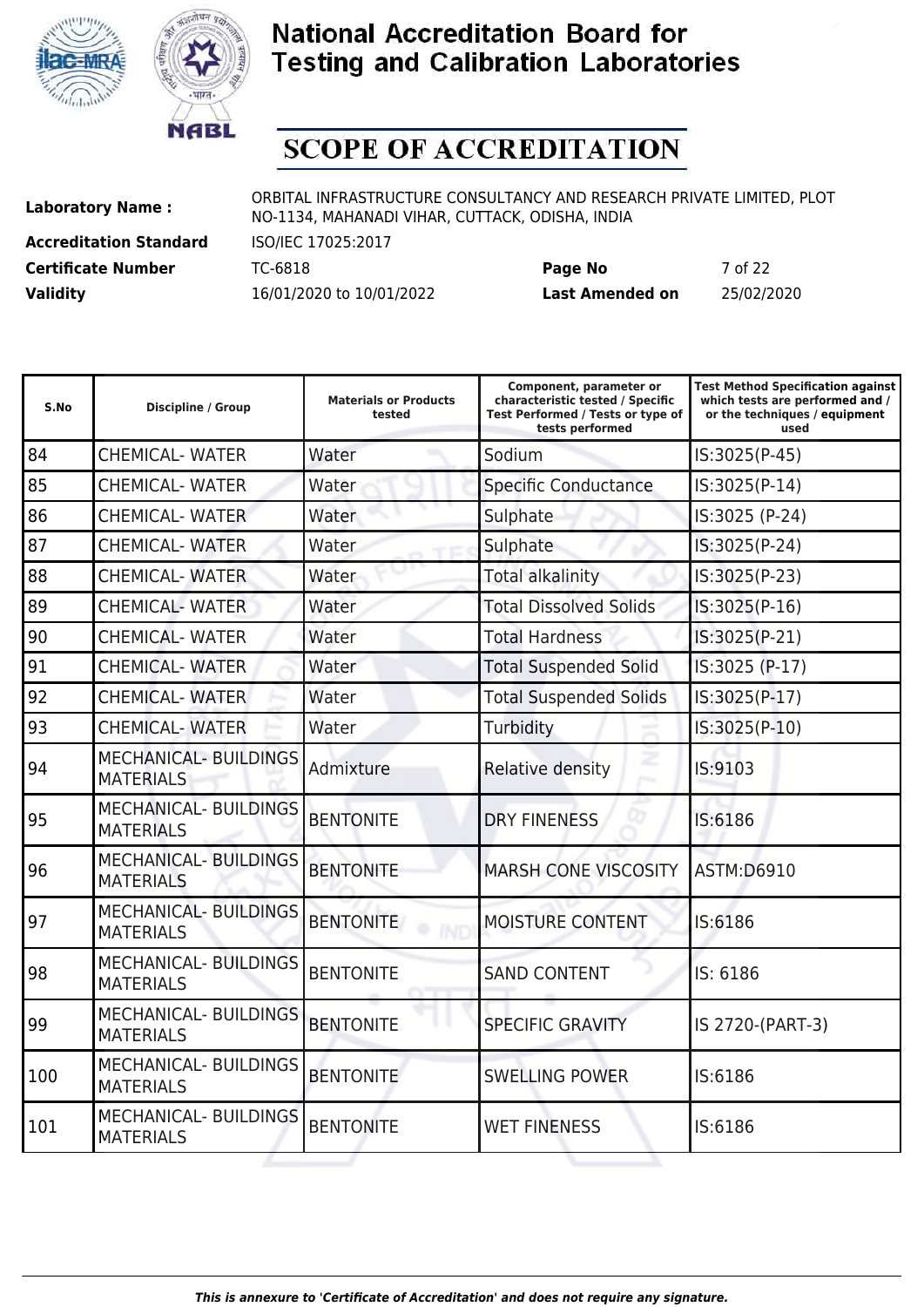# National Accreditation Board for Testing and Calibration Laboratories

## SCOPE OF ACCREDITATION

**Laboratory Name :** ORBITAL INFRASTRUCTURE CONSULTANCY AND RESEARCH PRIVATE LIMITED, PLOT NO-1134, MAHANADI VIHAR, CUTTACK, ODISHA, INDIA

**Accreditation Standard** ISO/IEC 17025:2017

**Certificate Number** TC-6818 **Page No** 7 of 22

**Validity** 16/01/2020 to 10/01/2022 **Last Amended on** 25/02/2020

| S.No | Discipline / Group | Materials or Products tested | Component, parameter or characteristic tested / Specific Test Performed / Tests or type of tests performed | Test Method Specification against which tests are performed and / or the techniques / equipment used |
|---|---|---|---|---|
| 84 | CHEMICAL- WATER | Water | Sodium | IS:3025(P-45) |
| 85 | CHEMICAL- WATER | Water | Specific Conductance | IS:3025(P-14) |
| 86 | CHEMICAL- WATER | Water | Sulphate | IS:3025 (P-24) |
| 87 | CHEMICAL- WATER | Water | Sulphate | IS:3025(P-24) |
| 88 | CHEMICAL- WATER | Water | Total alkalinity | IS:3025(P-23) |
| 89 | CHEMICAL- WATER | Water | Total Dissolved Solids | IS:3025(P-16) |
| 90 | CHEMICAL- WATER | Water | Total Hardness | IS:3025(P-21) |
| 91 | CHEMICAL- WATER | Water | Total Suspended Solid | IS:3025 (P-17) |
| 92 | CHEMICAL- WATER | Water | Total Suspended Solids | IS:3025(P-17) |
| 93 | CHEMICAL- WATER | Water | Turbidity | IS:3025(P-10) |
| 94 | MECHANICAL- BUILDINGS MATERIALS | Admixture | Relative density | IS:9103 |
| 95 | MECHANICAL- BUILDINGS MATERIALS | BENTONITE | DRY FINENESS | IS:6186 |
| 96 | MECHANICAL- BUILDINGS MATERIALS | BENTONITE | MARSH CONE VISCOSITY | ASTM:D6910 |
| 97 | MECHANICAL- BUILDINGS MATERIALS | BENTONITE | MOISTURE CONTENT | IS:6186 |
| 98 | MECHANICAL- BUILDINGS MATERIALS | BENTONITE | SAND CONTENT | IS: 6186 |
| 99 | MECHANICAL- BUILDINGS MATERIALS | BENTONITE | SPECIFIC GRAVITY | IS 2720-(PART-3) |
| 100 | MECHANICAL- BUILDINGS MATERIALS | BENTONITE | SWELLING POWER | IS:6186 |
| 101 | MECHANICAL- BUILDINGS MATERIALS | BENTONITE | WET FINENESS | IS:6186 |

*This is annexure to 'Certificate of Accreditation' and does not require any signature.*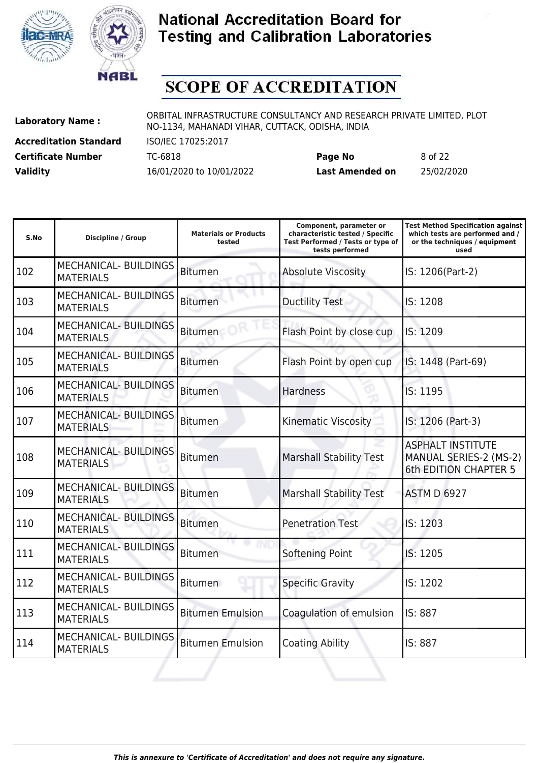# National Accreditation Board for Testing and Calibration Laboratories

## SCOPE OF ACCREDITATION

**Laboratory Name :** ORBITAL INFRASTRUCTURE CONSULTANCY AND RESEARCH PRIVATE LIMITED, PLOT NO-1134, MAHANADI VIHAR, CUTTACK, ODISHA, INDIA

**Accreditation Standard** ISO/IEC 17025:2017

**Certificate Number** TC-6818 **Page No** 8 of 22

**Validity** 16/01/2020 to 10/01/2022 **Last Amended on** 25/02/2020

| S.No | Discipline / Group | Materials or Products tested | Component, parameter or characteristic tested / Specific Test Performed / Tests or type of tests performed | Test Method Specification against which tests are performed and / or the techniques / equipment used |
|---|---|---|---|---|
| 102 | MECHANICAL- BUILDINGS MATERIALS | Bitumen | Absolute Viscosity | IS: 1206(Part-2) |
| 103 | MECHANICAL- BUILDINGS MATERIALS | Bitumen | Ductility Test | IS: 1208 |
| 104 | MECHANICAL- BUILDINGS MATERIALS | Bitumen | Flash Point by close cup | IS: 1209 |
| 105 | MECHANICAL- BUILDINGS MATERIALS | Bitumen | Flash Point by open cup | IS: 1448 (Part-69) |
| 106 | MECHANICAL- BUILDINGS MATERIALS | Bitumen | Hardness | IS: 1195 |
| 107 | MECHANICAL- BUILDINGS MATERIALS | Bitumen | Kinematic Viscosity | IS: 1206 (Part-3) |
| 108 | MECHANICAL- BUILDINGS MATERIALS | Bitumen | Marshall Stability Test | ASPHALT INSTITUTE MANUAL SERIES-2 (MS-2) 6th EDITION CHAPTER 5 |
| 109 | MECHANICAL- BUILDINGS MATERIALS | Bitumen | Marshall Stability Test | ASTM D 6927 |
| 110 | MECHANICAL- BUILDINGS MATERIALS | Bitumen | Penetration Test | IS: 1203 |
| 111 | MECHANICAL- BUILDINGS MATERIALS | Bitumen | Softening Point | IS: 1205 |
| 112 | MECHANICAL- BUILDINGS MATERIALS | Bitumen | Specific Gravity | IS: 1202 |
| 113 | MECHANICAL- BUILDINGS MATERIALS | Bitumen Emulsion | Coagulation of emulsion | IS: 887 |
| 114 | MECHANICAL- BUILDINGS MATERIALS | Bitumen Emulsion | Coating Ability | IS: 887 |

*This is annexure to 'Certificate of Accreditation' and does not require any signature.*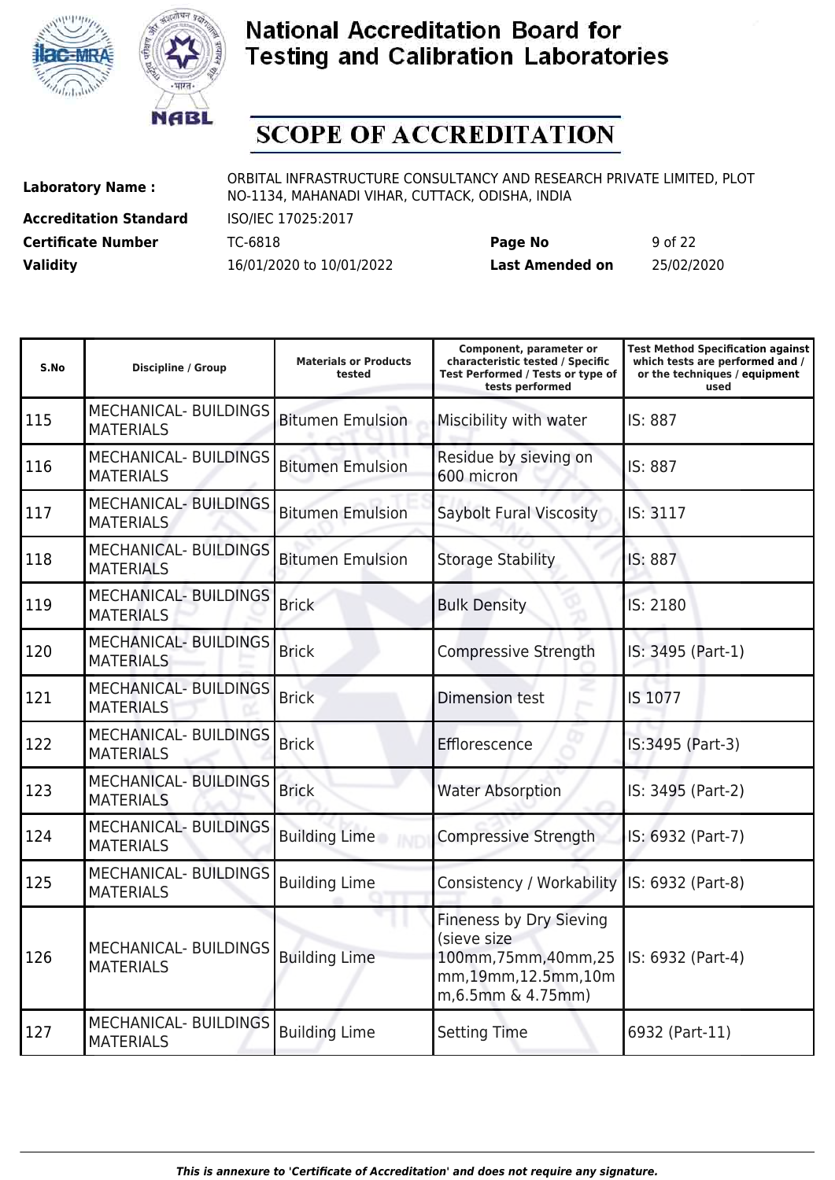# National Accreditation Board for Testing and Calibration Laboratories

## SCOPE OF ACCREDITATION

| | | | |
|---|---|---|---|
| **Laboratory Name :** | ORBITAL INFRASTRUCTURE CONSULTANCY AND RESEARCH PRIVATE LIMITED, PLOT NO-1134, MAHANADI VIHAR, CUTTACK, ODISHA, INDIA | | |
| **Accreditation Standard** | ISO/IEC 17025:2017 | | |
| **Certificate Number** | TC-6818 | **Page No** | 9 of 22 |
| **Validity** | 16/01/2020 to 10/01/2022 | **Last Amended on** | 25/02/2020 |

| S.No | Discipline / Group | Materials or Products tested | Component, parameter or characteristic tested / Specific Test Performed / Tests or type of tests performed | Test Method Specification against which tests are performed and / or the techniques / equipment used |
|---|---|---|---|---|
| 115 | MECHANICAL- BUILDINGS MATERIALS | Bitumen Emulsion | Miscibility with water | IS: 887 |
| 116 | MECHANICAL- BUILDINGS MATERIALS | Bitumen Emulsion | Residue by sieving on 600 micron | IS: 887 |
| 117 | MECHANICAL- BUILDINGS MATERIALS | Bitumen Emulsion | Saybolt Fural Viscosity | IS: 3117 |
| 118 | MECHANICAL- BUILDINGS MATERIALS | Bitumen Emulsion | Storage Stability | IS: 887 |
| 119 | MECHANICAL- BUILDINGS MATERIALS | Brick | Bulk Density | IS: 2180 |
| 120 | MECHANICAL- BUILDINGS MATERIALS | Brick | Compressive Strength | IS: 3495 (Part-1) |
| 121 | MECHANICAL- BUILDINGS MATERIALS | Brick | Dimension test | IS 1077 |
| 122 | MECHANICAL- BUILDINGS MATERIALS | Brick | Efflorescence | IS:3495 (Part-3) |
| 123 | MECHANICAL- BUILDINGS MATERIALS | Brick | Water Absorption | IS: 3495 (Part-2) |
| 124 | MECHANICAL- BUILDINGS MATERIALS | Building Lime | Compressive Strength | IS: 6932 (Part-7) |
| 125 | MECHANICAL- BUILDINGS MATERIALS | Building Lime | Consistency / Workability | IS: 6932 (Part-8) |
| 126 | MECHANICAL- BUILDINGS MATERIALS | Building Lime | Fineness by Dry Sieving (sieve size 100mm,75mm,40mm,25mm,19mm,12.5mm,10mm,6.5mm & 4.75mm) | IS: 6932 (Part-4) |
| 127 | MECHANICAL- BUILDINGS MATERIALS | Building Lime | Setting Time | 6932 (Part-11) |

*This is annexure to 'Certificate of Accreditation' and does not require any signature.*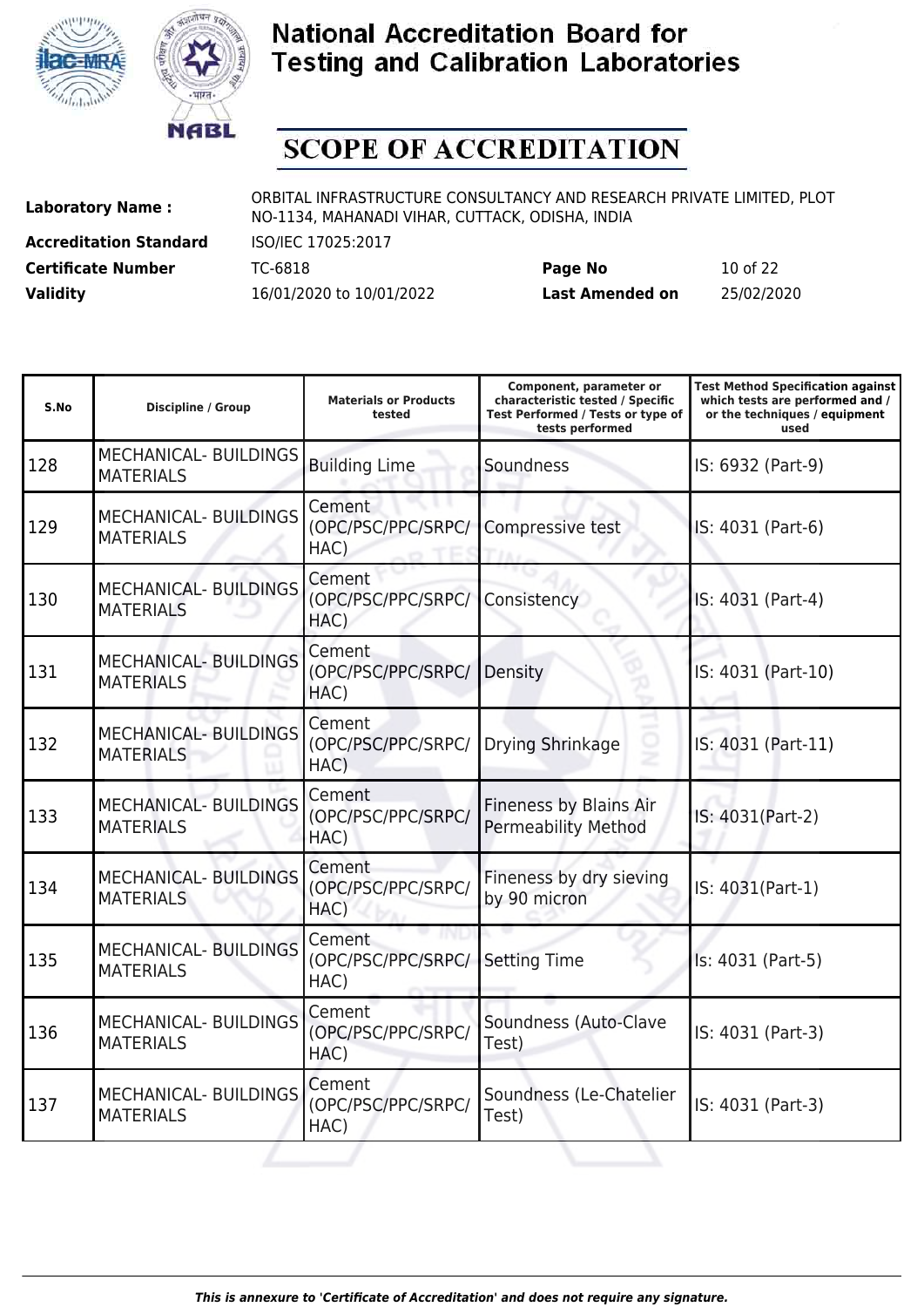# National Accreditation Board for Testing and Calibration Laboratories

# SCOPE OF ACCREDITATION

| | | | |
|---|---|---|---|
| **Laboratory Name :** | ORBITAL INFRASTRUCTURE CONSULTANCY AND RESEARCH PRIVATE LIMITED, PLOT NO-1134, MAHANADI VIHAR, CUTTACK, ODISHA, INDIA | | |
| **Accreditation Standard** | ISO/IEC 17025:2017 | | |
| **Certificate Number** | TC-6818 | **Page No** | 10 of 22 |
| **Validity** | 16/01/2020 to 10/01/2022 | **Last Amended on** | 25/02/2020 |

| S.No | Discipline / Group | Materials or Products tested | Component, parameter or characteristic tested / Specific Test Performed / Tests or type of tests performed | Test Method Specification against which tests are performed and / or the techniques / equipment used |
|---|---|---|---|---|
| 128 | MECHANICAL- BUILDINGS MATERIALS | Building Lime | Soundness | IS: 6932 (Part-9) |
| 129 | MECHANICAL- BUILDINGS MATERIALS | Cement (OPC/PSC/PPC/SRPC/ HAC) | Compressive test | IS: 4031 (Part-6) |
| 130 | MECHANICAL- BUILDINGS MATERIALS | Cement (OPC/PSC/PPC/SRPC/ HAC) | Consistency | IS: 4031 (Part-4) |
| 131 | MECHANICAL- BUILDINGS MATERIALS | Cement (OPC/PSC/PPC/SRPC/ HAC) | Density | IS: 4031 (Part-10) |
| 132 | MECHANICAL- BUILDINGS MATERIALS | Cement (OPC/PSC/PPC/SRPC/ HAC) | Drying Shrinkage | IS: 4031 (Part-11) |
| 133 | MECHANICAL- BUILDINGS MATERIALS | Cement (OPC/PSC/PPC/SRPC/ HAC) | Fineness by Blains Air Permeability Method | IS: 4031(Part-2) |
| 134 | MECHANICAL- BUILDINGS MATERIALS | Cement (OPC/PSC/PPC/SRPC/ HAC) | Fineness by dry sieving by 90 micron | IS: 4031(Part-1) |
| 135 | MECHANICAL- BUILDINGS MATERIALS | Cement (OPC/PSC/PPC/SRPC/ HAC) | Setting Time | Is: 4031 (Part-5) |
| 136 | MECHANICAL- BUILDINGS MATERIALS | Cement (OPC/PSC/PPC/SRPC/ HAC) | Soundness (Auto-Clave Test) | IS: 4031 (Part-3) |
| 137 | MECHANICAL- BUILDINGS MATERIALS | Cement (OPC/PSC/PPC/SRPC/ HAC) | Soundness (Le-Chatelier Test) | IS: 4031 (Part-3) |

*This is annexure to 'Certificate of Accreditation' and does not require any signature.*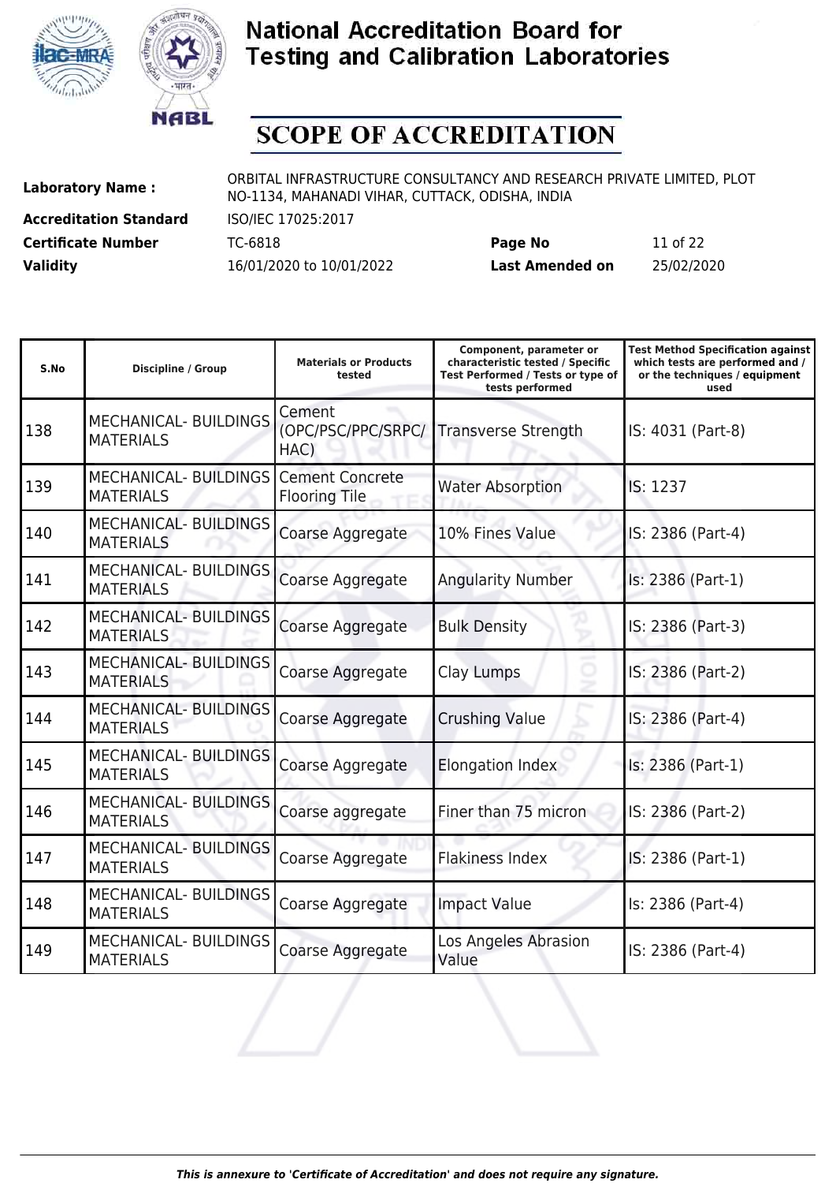# National Accreditation Board for Testing and Calibration Laboratories

## SCOPE OF ACCREDITATION

**Laboratory Name :** ORBITAL INFRASTRUCTURE CONSULTANCY AND RESEARCH PRIVATE LIMITED, PLOT NO-1134, MAHANADI VIHAR, CUTTACK, ODISHA, INDIA

**Accreditation Standard** ISO/IEC 17025:2017

**Certificate Number** TC-6818 **Page No** 11 of 22

**Validity** 16/01/2020 to 10/01/2022 **Last Amended on** 25/02/2020

| S.No | Discipline / Group | Materials or Products tested | Component, parameter or characteristic tested / Specific Test Performed / Tests or type of tests performed | Test Method Specification against which tests are performed and / or the techniques / equipment used |
|---|---|---|---|---|
| 138 | MECHANICAL- BUILDINGS MATERIALS | Cement (OPC/PSC/PPC/SRPC/ HAC) | Transverse Strength | IS: 4031 (Part-8) |
| 139 | MECHANICAL- BUILDINGS MATERIALS | Cement Concrete Flooring Tile | Water Absorption | IS: 1237 |
| 140 | MECHANICAL- BUILDINGS MATERIALS | Coarse Aggregate | 10% Fines Value | IS: 2386 (Part-4) |
| 141 | MECHANICAL- BUILDINGS MATERIALS | Coarse Aggregate | Angularity Number | Is: 2386 (Part-1) |
| 142 | MECHANICAL- BUILDINGS MATERIALS | Coarse Aggregate | Bulk Density | IS: 2386 (Part-3) |
| 143 | MECHANICAL- BUILDINGS MATERIALS | Coarse Aggregate | Clay Lumps | IS: 2386 (Part-2) |
| 144 | MECHANICAL- BUILDINGS MATERIALS | Coarse Aggregate | Crushing Value | IS: 2386 (Part-4) |
| 145 | MECHANICAL- BUILDINGS MATERIALS | Coarse Aggregate | Elongation Index | Is: 2386 (Part-1) |
| 146 | MECHANICAL- BUILDINGS MATERIALS | Coarse aggregate | Finer than 75 micron | IS: 2386 (Part-2) |
| 147 | MECHANICAL- BUILDINGS MATERIALS | Coarse Aggregate | Flakiness Index | IS: 2386 (Part-1) |
| 148 | MECHANICAL- BUILDINGS MATERIALS | Coarse Aggregate | Impact Value | Is: 2386 (Part-4) |
| 149 | MECHANICAL- BUILDINGS MATERIALS | Coarse Aggregate | Los Angeles Abrasion Value | IS: 2386 (Part-4) |

*This is annexure to 'Certificate of Accreditation' and does not require any signature.*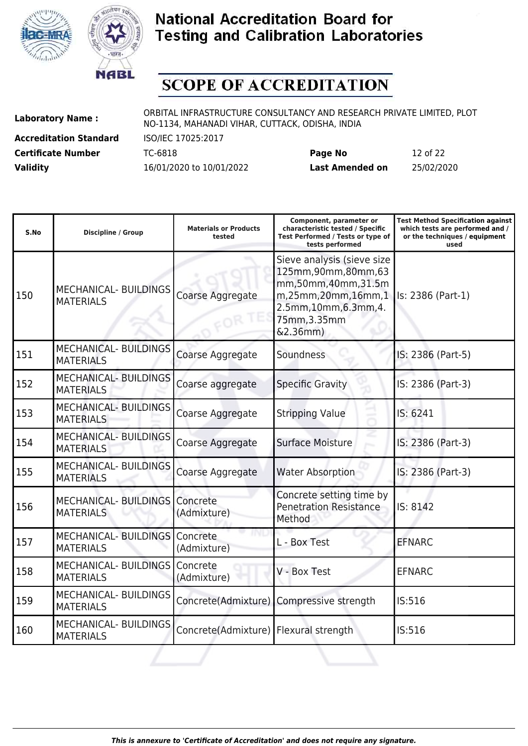# National Accreditation Board for Testing and Calibration Laboratories

## SCOPE OF ACCREDITATION

**Laboratory Name :** ORBITAL INFRASTRUCTURE CONSULTANCY AND RESEARCH PRIVATE LIMITED, PLOT NO-1134, MAHANADI VIHAR, CUTTACK, ODISHA, INDIA

**Accreditation Standard** ISO/IEC 17025:2017

**Certificate Number** TC-6818 **Page No** 12 of 22

**Validity** 16/01/2020 to 10/01/2022 **Last Amended on** 25/02/2020

| S.No | Discipline / Group | Materials or Products tested | Component, parameter or characteristic tested / Specific Test Performed / Tests or type of tests performed | Test Method Specification against which tests are performed and / or the techniques / equipment used |
|---|---|---|---|---|
| 150 | MECHANICAL- BUILDINGS MATERIALS | Coarse Aggregate | Sieve analysis (sieve size 125mm,90mm,80mm,63mm,50mm,40mm,31.5mm,25mm,20mm,16mm,12.5mm,10mm,6.3mm,4.75mm,3.35mm &2.36mm) | Is: 2386 (Part-1) |
| 151 | MECHANICAL- BUILDINGS MATERIALS | Coarse Aggregate | Soundness | IS: 2386 (Part-5) |
| 152 | MECHANICAL- BUILDINGS MATERIALS | Coarse aggregate | Specific Gravity | IS: 2386 (Part-3) |
| 153 | MECHANICAL- BUILDINGS MATERIALS | Coarse Aggregate | Stripping Value | IS: 6241 |
| 154 | MECHANICAL- BUILDINGS MATERIALS | Coarse Aggregate | Surface Moisture | IS: 2386 (Part-3) |
| 155 | MECHANICAL- BUILDINGS MATERIALS | Coarse Aggregate | Water Absorption | IS: 2386 (Part-3) |
| 156 | MECHANICAL- BUILDINGS MATERIALS | Concrete (Admixture) | Concrete setting time by Penetration Resistance Method | IS: 8142 |
| 157 | MECHANICAL- BUILDINGS MATERIALS | Concrete (Admixture) | L - Box Test | EFNARC |
| 158 | MECHANICAL- BUILDINGS MATERIALS | Concrete (Admixture) | V - Box Test | EFNARC |
| 159 | MECHANICAL- BUILDINGS MATERIALS | Concrete(Admixture) | Compressive strength | IS:516 |
| 160 | MECHANICAL- BUILDINGS MATERIALS | Concrete(Admixture) | Flexural strength | IS:516 |

*This is annexure to 'Certificate of Accreditation' and does not require any signature.*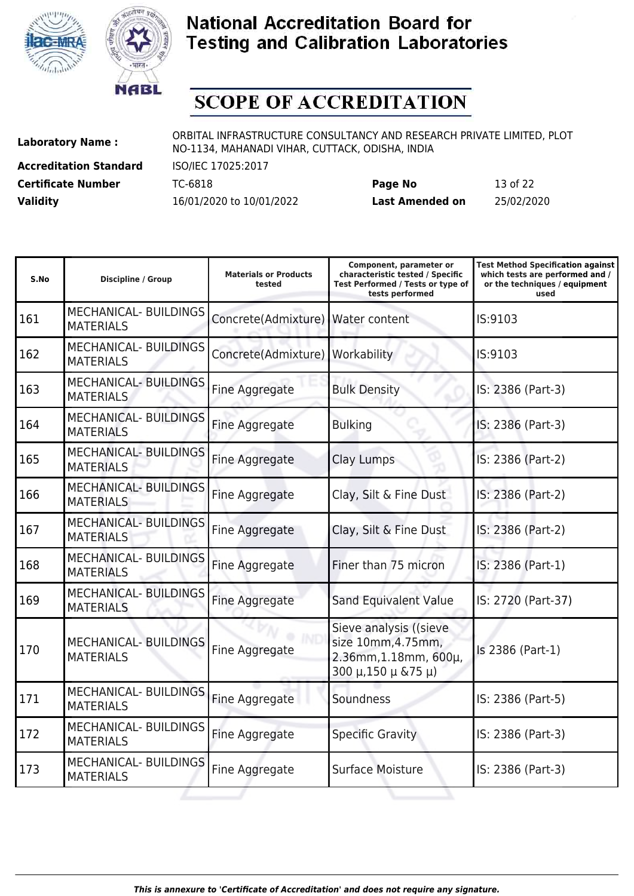# National Accreditation Board for Testing and Calibration Laboratories

## SCOPE OF ACCREDITATION

**Laboratory Name :** ORBITAL INFRASTRUCTURE CONSULTANCY AND RESEARCH PRIVATE LIMITED, PLOT NO-1134, MAHANADI VIHAR, CUTTACK, ODISHA, INDIA

**Accreditation Standard** ISO/IEC 17025:2017

**Certificate Number** TC-6818 **Page No** 13 of 22

**Validity** 16/01/2020 to 10/01/2022 **Last Amended on** 25/02/2020

| S.No | Discipline / Group | Materials or Products tested | Component, parameter or characteristic tested / Specific Test Performed / Tests or type of tests performed | Test Method Specification against which tests are performed and / or the techniques / equipment used |
|---|---|---|---|---|
| 161 | MECHANICAL- BUILDINGS MATERIALS | Concrete(Admixture) | Water content | IS:9103 |
| 162 | MECHANICAL- BUILDINGS MATERIALS | Concrete(Admixture) | Workability | IS:9103 |
| 163 | MECHANICAL- BUILDINGS MATERIALS | Fine Aggregate | Bulk Density | IS: 2386 (Part-3) |
| 164 | MECHANICAL- BUILDINGS MATERIALS | Fine Aggregate | Bulking | IS: 2386 (Part-3) |
| 165 | MECHANICAL- BUILDINGS MATERIALS | Fine Aggregate | Clay Lumps | IS: 2386 (Part-2) |
| 166 | MECHANICAL- BUILDINGS MATERIALS | Fine Aggregate | Clay, Silt & Fine Dust | IS: 2386 (Part-2) |
| 167 | MECHANICAL- BUILDINGS MATERIALS | Fine Aggregate | Clay, Silt & Fine Dust | IS: 2386 (Part-2) |
| 168 | MECHANICAL- BUILDINGS MATERIALS | Fine Aggregate | Finer than 75 micron | IS: 2386 (Part-1) |
| 169 | MECHANICAL- BUILDINGS MATERIALS | Fine Aggregate | Sand Equivalent Value | IS: 2720 (Part-37) |
| 170 | MECHANICAL- BUILDINGS MATERIALS | Fine Aggregate | Sieve analysis ((sieve size 10mm,4.75mm, 2.36mm,1.18mm, 600µ, 300 µ,150 µ &75 µ) | Is 2386 (Part-1) |
| 171 | MECHANICAL- BUILDINGS MATERIALS | Fine Aggregate | Soundness | IS: 2386 (Part-5) |
| 172 | MECHANICAL- BUILDINGS MATERIALS | Fine Aggregate | Specific Gravity | IS: 2386 (Part-3) |
| 173 | MECHANICAL- BUILDINGS MATERIALS | Fine Aggregate | Surface Moisture | IS: 2386 (Part-3) |

*This is annexure to 'Certificate of Accreditation' and does not require any signature.*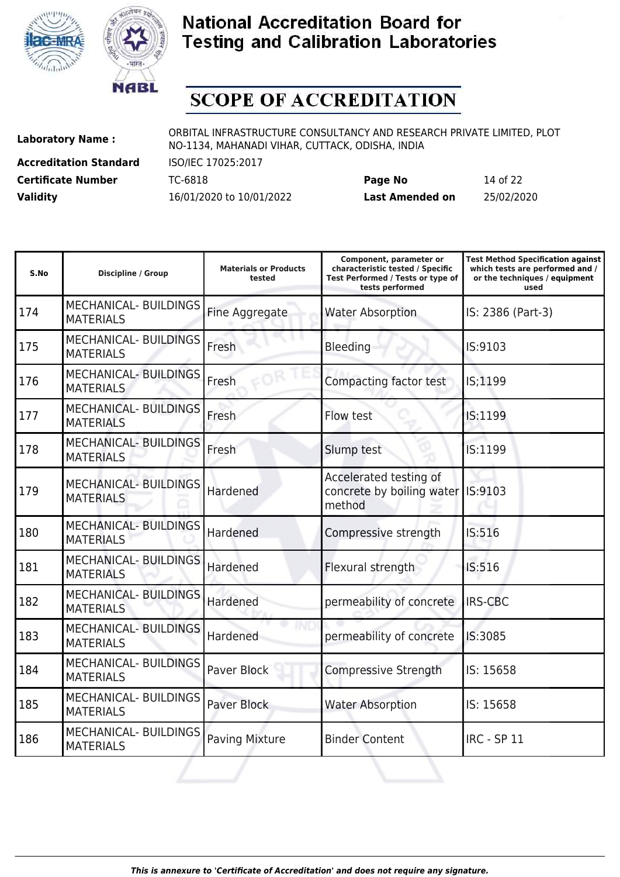# National Accreditation Board for Testing and Calibration Laboratories

## SCOPE OF ACCREDITATION

| | | | |
|---|---|---|---|
| **Laboratory Name :** | ORBITAL INFRASTRUCTURE CONSULTANCY AND RESEARCH PRIVATE LIMITED, PLOT NO-1134, MAHANADI VIHAR, CUTTACK, ODISHA, INDIA | | |
| **Accreditation Standard** | ISO/IEC 17025:2017 | | |
| **Certificate Number** | TC-6818 | **Page No** | 14 of 22 |
| **Validity** | 16/01/2020 to 10/01/2022 | **Last Amended on** | 25/02/2020 |

| S.No | Discipline / Group | Materials or Products tested | Component, parameter or characteristic tested / Specific Test Performed / Tests or type of tests performed | Test Method Specification against which tests are performed and / or the techniques / equipment used |
|---|---|---|---|---|
| 174 | MECHANICAL- BUILDINGS MATERIALS | Fine Aggregate | Water Absorption | IS: 2386 (Part-3) |
| 175 | MECHANICAL- BUILDINGS MATERIALS | Fresh | Bleeding | IS:9103 |
| 176 | MECHANICAL- BUILDINGS MATERIALS | Fresh | Compacting factor test | IS;1199 |
| 177 | MECHANICAL- BUILDINGS MATERIALS | Fresh | Flow test | IS:1199 |
| 178 | MECHANICAL- BUILDINGS MATERIALS | Fresh | Slump test | IS:1199 |
| 179 | MECHANICAL- BUILDINGS MATERIALS | Hardened | Accelerated testing of concrete by boiling water method | IS:9103 |
| 180 | MECHANICAL- BUILDINGS MATERIALS | Hardened | Compressive strength | IS:516 |
| 181 | MECHANICAL- BUILDINGS MATERIALS | Hardened | Flexural strength | IS:516 |
| 182 | MECHANICAL- BUILDINGS MATERIALS | Hardened | permeability of concrete | IRS-CBC |
| 183 | MECHANICAL- BUILDINGS MATERIALS | Hardened | permeability of concrete | IS:3085 |
| 184 | MECHANICAL- BUILDINGS MATERIALS | Paver Block | Compressive Strength | IS: 15658 |
| 185 | MECHANICAL- BUILDINGS MATERIALS | Paver Block | Water Absorption | IS: 15658 |
| 186 | MECHANICAL- BUILDINGS MATERIALS | Paving Mixture | Binder Content | IRC - SP 11 |

*This is annexure to 'Certificate of Accreditation' and does not require any signature.*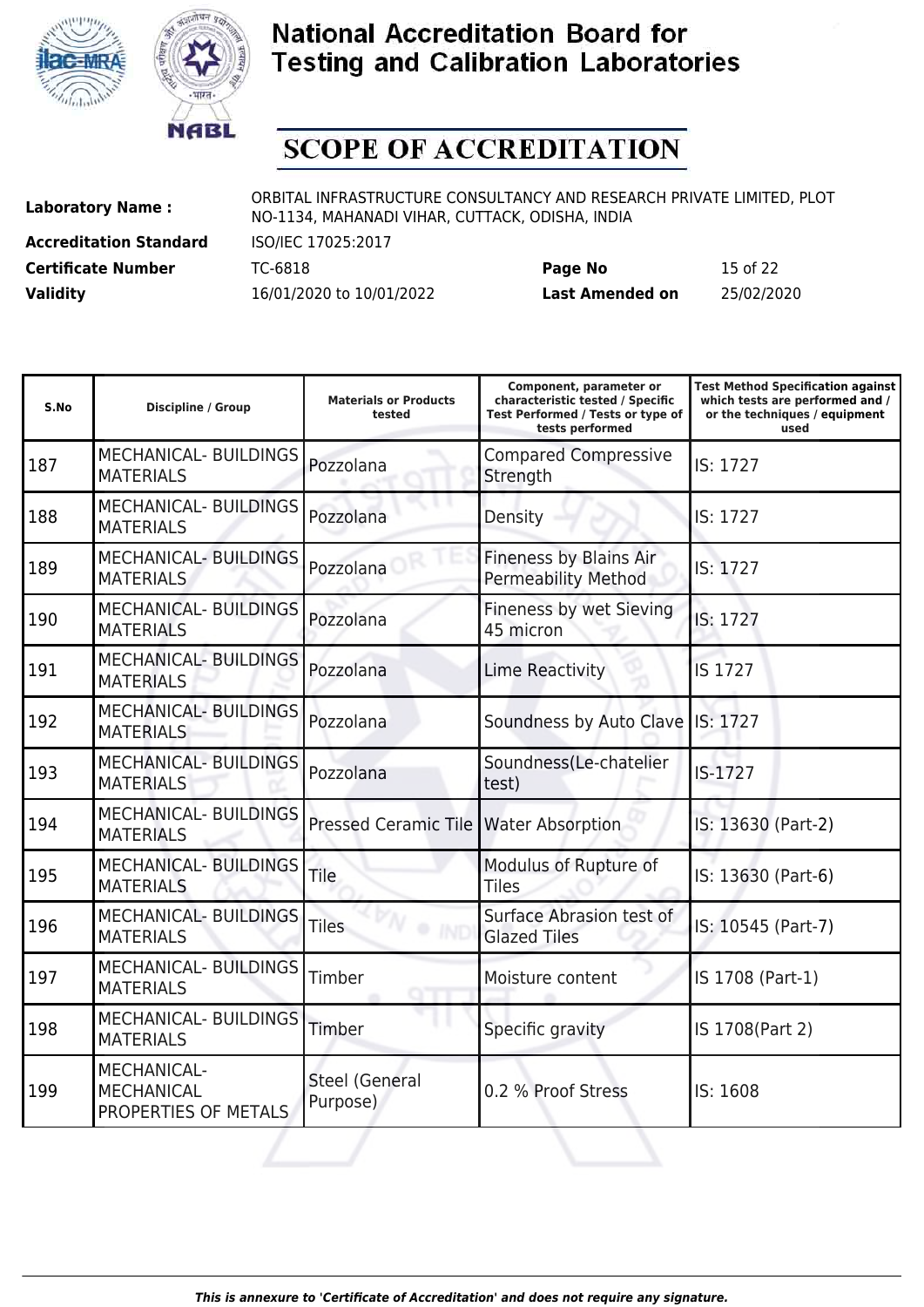# National Accreditation Board for Testing and Calibration Laboratories

## SCOPE OF ACCREDITATION

**Laboratory Name :** ORBITAL INFRASTRUCTURE CONSULTANCY AND RESEARCH PRIVATE LIMITED, PLOT NO-1134, MAHANADI VIHAR, CUTTACK, ODISHA, INDIA

**Accreditation Standard** ISO/IEC 17025:2017

**Certificate Number** TC-6818 **Page No** 15 of 22

**Validity** 16/01/2020 to 10/01/2022 **Last Amended on** 25/02/2020

| S.No | Discipline / Group | Materials or Products tested | Component, parameter or characteristic tested / Specific Test Performed / Tests or type of tests performed | Test Method Specification against which tests are performed and / or the techniques / equipment used |
|---|---|---|---|---|
| 187 | MECHANICAL- BUILDINGS MATERIALS | Pozzolana | Compared Compressive Strength | IS: 1727 |
| 188 | MECHANICAL- BUILDINGS MATERIALS | Pozzolana | Density | IS: 1727 |
| 189 | MECHANICAL- BUILDINGS MATERIALS | Pozzolana | Fineness by Blains Air Permeability Method | IS: 1727 |
| 190 | MECHANICAL- BUILDINGS MATERIALS | Pozzolana | Fineness by wet Sieving 45 micron | IS: 1727 |
| 191 | MECHANICAL- BUILDINGS MATERIALS | Pozzolana | Lime Reactivity | IS 1727 |
| 192 | MECHANICAL- BUILDINGS MATERIALS | Pozzolana | Soundness by Auto Clave | IS: 1727 |
| 193 | MECHANICAL- BUILDINGS MATERIALS | Pozzolana | Soundness(Le-chatelier test) | IS-1727 |
| 194 | MECHANICAL- BUILDINGS MATERIALS | Pressed Ceramic Tile | Water Absorption | IS: 13630 (Part-2) |
| 195 | MECHANICAL- BUILDINGS MATERIALS | Tile | Modulus of Rupture of Tiles | IS: 13630 (Part-6) |
| 196 | MECHANICAL- BUILDINGS MATERIALS | Tiles | Surface Abrasion test of Glazed Tiles | IS: 10545 (Part-7) |
| 197 | MECHANICAL- BUILDINGS MATERIALS | Timber | Moisture content | IS 1708 (Part-1) |
| 198 | MECHANICAL- BUILDINGS MATERIALS | Timber | Specific gravity | IS 1708(Part 2) |
| 199 | MECHANICAL- MECHANICAL PROPERTIES OF METALS | Steel (General Purpose) | 0.2 % Proof Stress | IS: 1608 |

*This is annexure to 'Certificate of Accreditation' and does not require any signature.*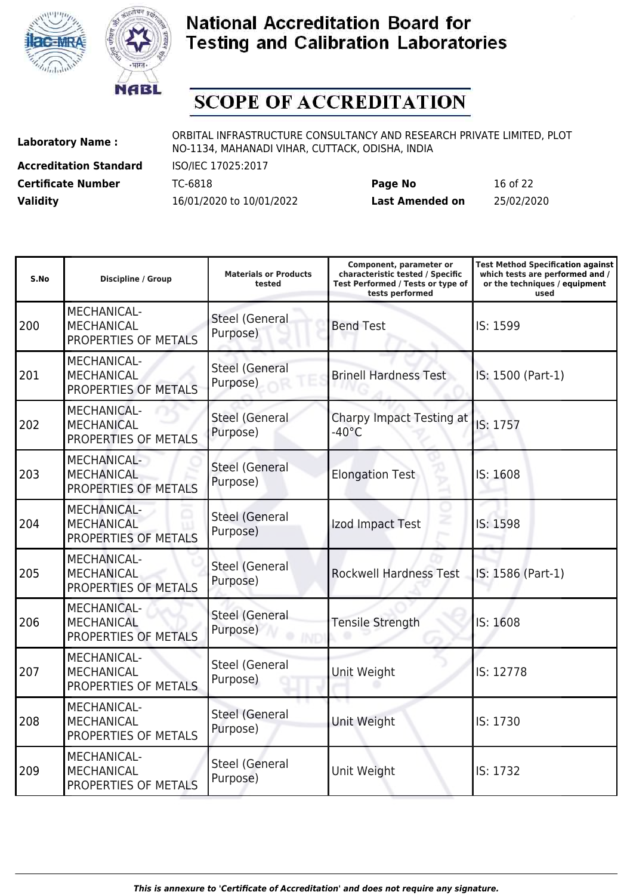# National Accreditation Board for Testing and Calibration Laboratories

## SCOPE OF ACCREDITATION

**Laboratory Name :** ORBITAL INFRASTRUCTURE CONSULTANCY AND RESEARCH PRIVATE LIMITED, PLOT NO-1134, MAHANADI VIHAR, CUTTACK, ODISHA, INDIA

**Accreditation Standard** ISO/IEC 17025:2017

**Certificate Number** TC-6818 **Page No** 16 of 22

**Validity** 16/01/2020 to 10/01/2022 **Last Amended on** 25/02/2020

| S.No | Discipline / Group | Materials or Products tested | Component, parameter or characteristic tested / Specific Test Performed / Tests or type of tests performed | Test Method Specification against which tests are performed and / or the techniques / equipment used |
|---|---|---|---|---|
| 200 | MECHANICAL- MECHANICAL PROPERTIES OF METALS | Steel (General Purpose) | Bend Test | IS: 1599 |
| 201 | MECHANICAL- MECHANICAL PROPERTIES OF METALS | Steel (General Purpose) | Brinell Hardness Test | IS: 1500 (Part-1) |
| 202 | MECHANICAL- MECHANICAL PROPERTIES OF METALS | Steel (General Purpose) | Charpy Impact Testing at -40°C | IS: 1757 |
| 203 | MECHANICAL- MECHANICAL PROPERTIES OF METALS | Steel (General Purpose) | Elongation Test | IS: 1608 |
| 204 | MECHANICAL- MECHANICAL PROPERTIES OF METALS | Steel (General Purpose) | Izod Impact Test | IS: 1598 |
| 205 | MECHANICAL- MECHANICAL PROPERTIES OF METALS | Steel (General Purpose) | Rockwell Hardness Test | IS: 1586 (Part-1) |
| 206 | MECHANICAL- MECHANICAL PROPERTIES OF METALS | Steel (General Purpose) | Tensile Strength | IS: 1608 |
| 207 | MECHANICAL- MECHANICAL PROPERTIES OF METALS | Steel (General Purpose) | Unit Weight | IS: 12778 |
| 208 | MECHANICAL- MECHANICAL PROPERTIES OF METALS | Steel (General Purpose) | Unit Weight | IS: 1730 |
| 209 | MECHANICAL- MECHANICAL PROPERTIES OF METALS | Steel (General Purpose) | Unit Weight | IS: 1732 |

*This is annexure to 'Certificate of Accreditation' and does not require any signature.*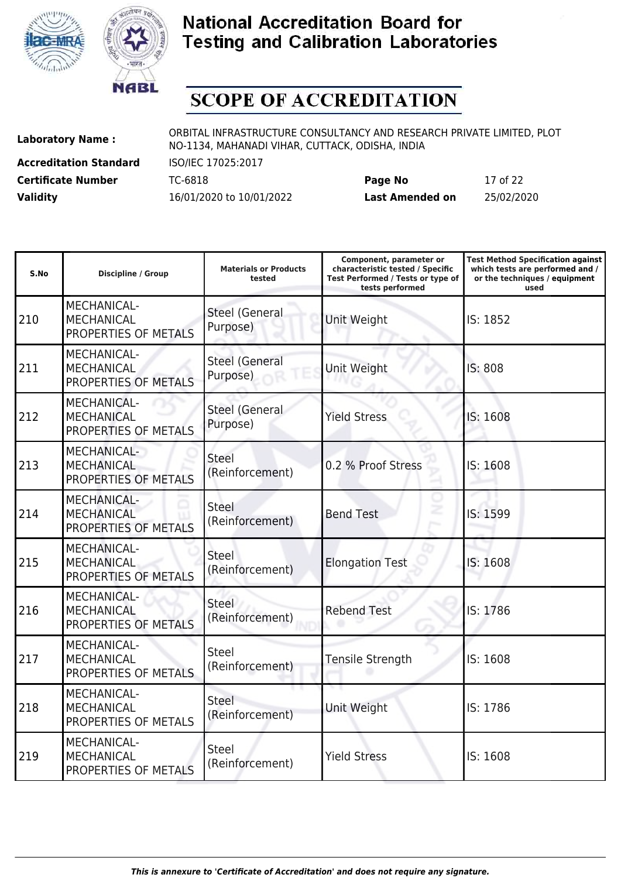# National Accreditation Board for Testing and Calibration Laboratories

# SCOPE OF ACCREDITATION

| | | | |
|---|---|---|---|
| **Laboratory Name :** | ORBITAL INFRASTRUCTURE CONSULTANCY AND RESEARCH PRIVATE LIMITED, PLOT NO-1134, MAHANADI VIHAR, CUTTACK, ODISHA, INDIA | | |
| **Accreditation Standard** | ISO/IEC 17025:2017 | | |
| **Certificate Number** | TC-6818 | **Page No** | 17 of 22 |
| **Validity** | 16/01/2020 to 10/01/2022 | **Last Amended on** | 25/02/2020 |

| S.No | Discipline / Group | Materials or Products tested | Component, parameter or characteristic tested / Specific Test Performed / Tests or type of tests performed | Test Method Specification against which tests are performed and / or the techniques / equipment used |
|---|---|---|---|---|
| 210 | MECHANICAL- MECHANICAL PROPERTIES OF METALS | Steel (General Purpose) | Unit Weight | IS: 1852 |
| 211 | MECHANICAL- MECHANICAL PROPERTIES OF METALS | Steel (General Purpose) | Unit Weight | IS: 808 |
| 212 | MECHANICAL- MECHANICAL PROPERTIES OF METALS | Steel (General Purpose) | Yield Stress | IS: 1608 |
| 213 | MECHANICAL- MECHANICAL PROPERTIES OF METALS | Steel (Reinforcement) | 0.2 % Proof Stress | IS: 1608 |
| 214 | MECHANICAL- MECHANICAL PROPERTIES OF METALS | Steel (Reinforcement) | Bend Test | IS: 1599 |
| 215 | MECHANICAL- MECHANICAL PROPERTIES OF METALS | Steel (Reinforcement) | Elongation Test | IS: 1608 |
| 216 | MECHANICAL- MECHANICAL PROPERTIES OF METALS | Steel (Reinforcement) | Rebend Test | IS: 1786 |
| 217 | MECHANICAL- MECHANICAL PROPERTIES OF METALS | Steel (Reinforcement) | Tensile Strength | IS: 1608 |
| 218 | MECHANICAL- MECHANICAL PROPERTIES OF METALS | Steel (Reinforcement) | Unit Weight | IS: 1786 |
| 219 | MECHANICAL- MECHANICAL PROPERTIES OF METALS | Steel (Reinforcement) | Yield Stress | IS: 1608 |

*This is annexure to 'Certificate of Accreditation' and does not require any signature.*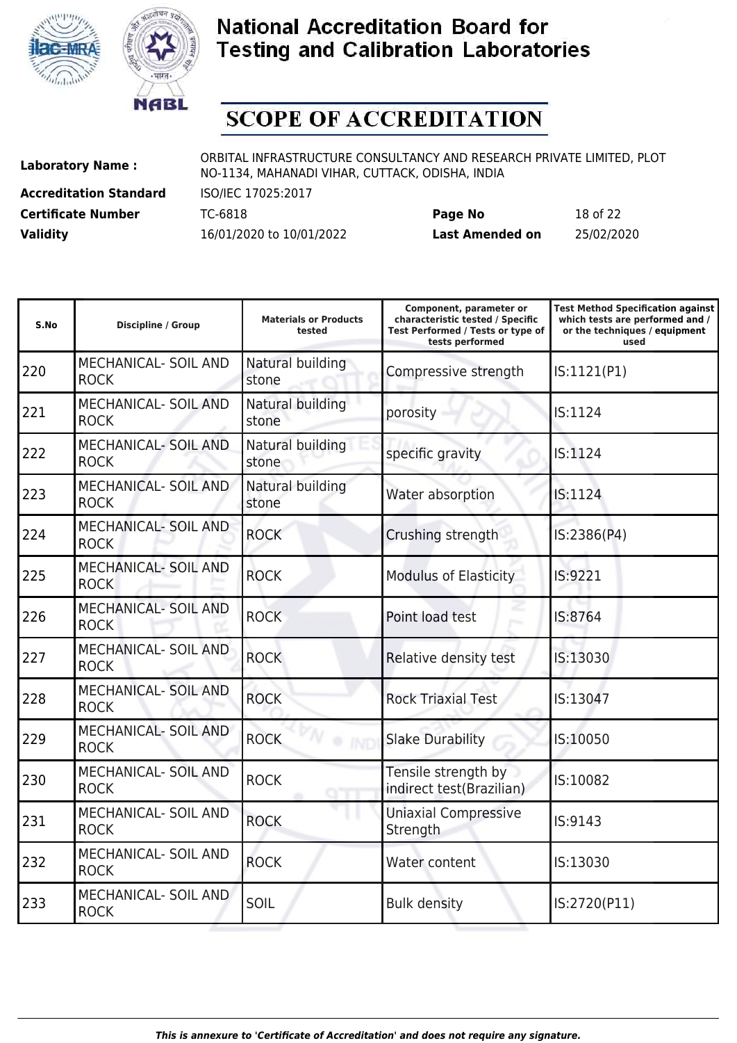# National Accreditation Board for Testing and Calibration Laboratories

## SCOPE OF ACCREDITATION

**Laboratory Name :** ORBITAL INFRASTRUCTURE CONSULTANCY AND RESEARCH PRIVATE LIMITED, PLOT NO-1134, MAHANADI VIHAR, CUTTACK, ODISHA, INDIA

**Accreditation Standard** ISO/IEC 17025:2017

**Certificate Number** TC-6818 **Page No** 18 of 22

**Validity** 16/01/2020 to 10/01/2022 **Last Amended on** 25/02/2020

| S.No | Discipline / Group | Materials or Products tested | Component, parameter or characteristic tested / Specific Test Performed / Tests or type of tests performed | Test Method Specification against which tests are performed and / or the techniques / equipment used |
|---|---|---|---|---|
| 220 | MECHANICAL- SOIL AND ROCK | Natural building stone | Compressive strength | IS:1121(P1) |
| 221 | MECHANICAL- SOIL AND ROCK | Natural building stone | porosity | IS:1124 |
| 222 | MECHANICAL- SOIL AND ROCK | Natural building stone | specific gravity | IS:1124 |
| 223 | MECHANICAL- SOIL AND ROCK | Natural building stone | Water absorption | IS:1124 |
| 224 | MECHANICAL- SOIL AND ROCK | ROCK | Crushing strength | IS:2386(P4) |
| 225 | MECHANICAL- SOIL AND ROCK | ROCK | Modulus of Elasticity | IS:9221 |
| 226 | MECHANICAL- SOIL AND ROCK | ROCK | Point load test | IS:8764 |
| 227 | MECHANICAL- SOIL AND ROCK | ROCK | Relative density test | IS:13030 |
| 228 | MECHANICAL- SOIL AND ROCK | ROCK | Rock Triaxial Test | IS:13047 |
| 229 | MECHANICAL- SOIL AND ROCK | ROCK | Slake Durability | IS:10050 |
| 230 | MECHANICAL- SOIL AND ROCK | ROCK | Tensile strength by indirect test(Brazilian) | IS:10082 |
| 231 | MECHANICAL- SOIL AND ROCK | ROCK | Uniaxial Compressive Strength | IS:9143 |
| 232 | MECHANICAL- SOIL AND ROCK | ROCK | Water content | IS:13030 |
| 233 | MECHANICAL- SOIL AND ROCK | SOIL | Bulk density | IS:2720(P11) |

*This is annexure to 'Certificate of Accreditation' and does not require any signature.*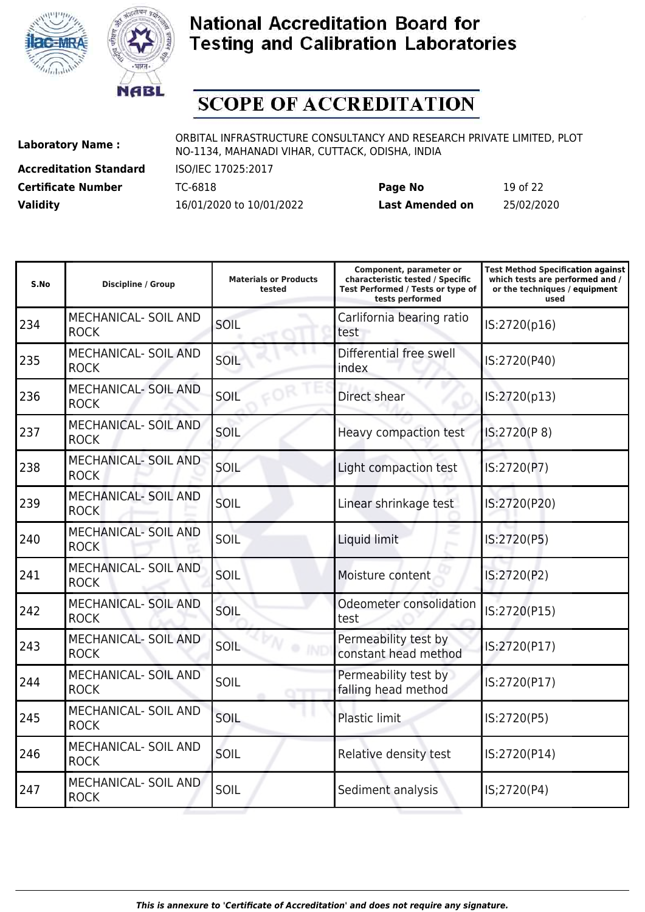# National Accreditation Board for Testing and Calibration Laboratories

# SCOPE OF ACCREDITATION

| | | | |
|---|---|---|---|
| **Laboratory Name :** | ORBITAL INFRASTRUCTURE CONSULTANCY AND RESEARCH PRIVATE LIMITED, PLOT NO-1134, MAHANADI VIHAR, CUTTACK, ODISHA, INDIA | | |
| **Accreditation Standard** | ISO/IEC 17025:2017 | | |
| **Certificate Number** | TC-6818 | **Page No** | 19 of 22 |
| **Validity** | 16/01/2020 to 10/01/2022 | **Last Amended on** | 25/02/2020 |

| S.No | Discipline / Group | Materials or Products tested | Component, parameter or characteristic tested / Specific Test Performed / Tests or type of tests performed | Test Method Specification against which tests are performed and / or the techniques / equipment used |
|---|---|---|---|---|
| 234 | MECHANICAL- SOIL AND ROCK | SOIL | Carlifornia bearing ratio test | IS:2720(p16) |
| 235 | MECHANICAL- SOIL AND ROCK | SOIL | Differential free swell index | IS:2720(P40) |
| 236 | MECHANICAL- SOIL AND ROCK | SOIL | Direct shear | IS:2720(p13) |
| 237 | MECHANICAL- SOIL AND ROCK | SOIL | Heavy compaction test | IS:2720(P 8) |
| 238 | MECHANICAL- SOIL AND ROCK | SOIL | Light compaction test | IS:2720(P7) |
| 239 | MECHANICAL- SOIL AND ROCK | SOIL | Linear shrinkage test | IS:2720(P20) |
| 240 | MECHANICAL- SOIL AND ROCK | SOIL | Liquid limit | IS:2720(P5) |
| 241 | MECHANICAL- SOIL AND ROCK | SOIL | Moisture content | IS:2720(P2) |
| 242 | MECHANICAL- SOIL AND ROCK | SOIL | Odeometer consolidation test | IS:2720(P15) |
| 243 | MECHANICAL- SOIL AND ROCK | SOIL | Permeability test by constant head method | IS:2720(P17) |
| 244 | MECHANICAL- SOIL AND ROCK | SOIL | Permeability test by falling head method | IS:2720(P17) |
| 245 | MECHANICAL- SOIL AND ROCK | SOIL | Plastic limit | IS:2720(P5) |
| 246 | MECHANICAL- SOIL AND ROCK | SOIL | Relative density test | IS:2720(P14) |
| 247 | MECHANICAL- SOIL AND ROCK | SOIL | Sediment analysis | IS;2720(P4) |

*This is annexure to 'Certificate of Accreditation' and does not require any signature.*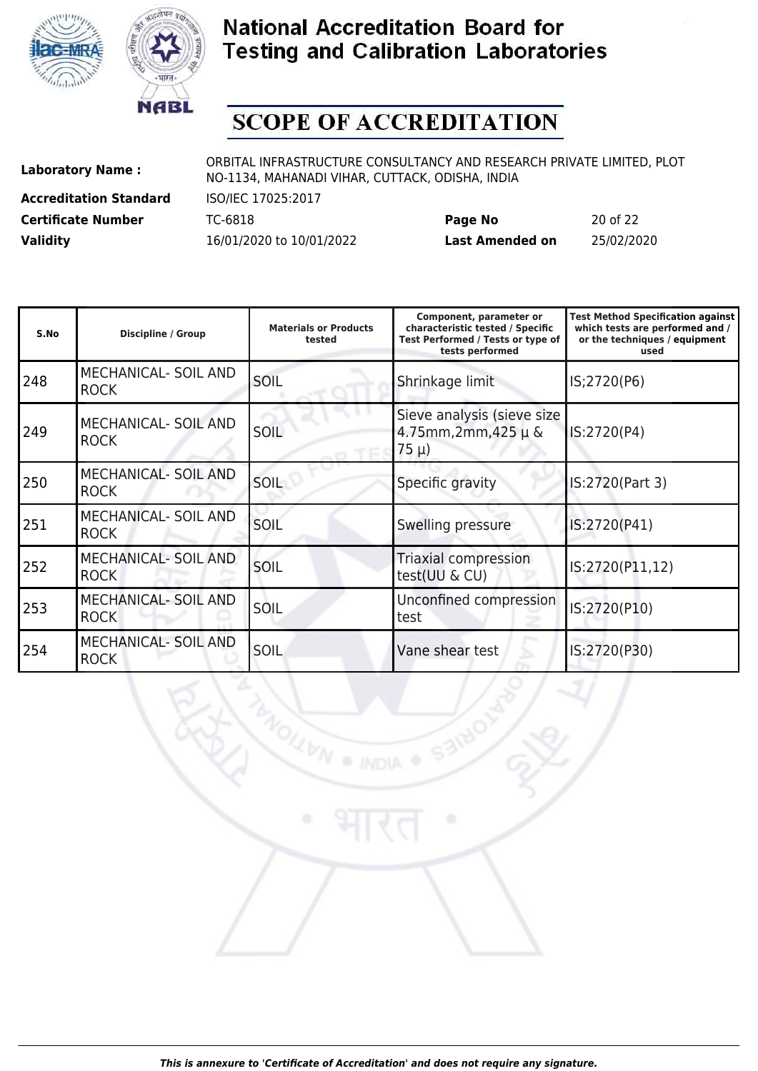# National Accreditation Board for Testing and Calibration Laboratories

## SCOPE OF ACCREDITATION

| | | | |
|---|---|---|---|
| **Laboratory Name :** | ORBITAL INFRASTRUCTURE CONSULTANCY AND RESEARCH PRIVATE LIMITED, PLOT NO-1134, MAHANADI VIHAR, CUTTACK, ODISHA, INDIA | | |
| **Accreditation Standard** | ISO/IEC 17025:2017 | | |
| **Certificate Number** | TC-6818 | **Page No** | 20 of 22 |
| **Validity** | 16/01/2020 to 10/01/2022 | **Last Amended on** | 25/02/2020 |

| S.No | Discipline / Group | Materials or Products tested | Component, parameter or characteristic tested / Specific Test Performed / Tests or type of tests performed | Test Method Specification against which tests are performed and / or the techniques / equipment used |
|---|---|---|---|---|
| 248 | MECHANICAL- SOIL AND ROCK | SOIL | Shrinkage limit | IS;2720(P6) |
| 249 | MECHANICAL- SOIL AND ROCK | SOIL | Sieve analysis (sieve size 4.75mm,2mm,425 µ & 75 µ) | IS:2720(P4) |
| 250 | MECHANICAL- SOIL AND ROCK | SOIL | Specific gravity | IS:2720(Part 3) |
| 251 | MECHANICAL- SOIL AND ROCK | SOIL | Swelling pressure | IS:2720(P41) |
| 252 | MECHANICAL- SOIL AND ROCK | SOIL | Triaxial compression test(UU & CU) | IS:2720(P11,12) |
| 253 | MECHANICAL- SOIL AND ROCK | SOIL | Unconfined compression test | IS:2720(P10) |
| 254 | MECHANICAL- SOIL AND ROCK | SOIL | Vane shear test | IS:2720(P30) |

*This is annexure to 'Certificate of Accreditation' and does not require any signature.*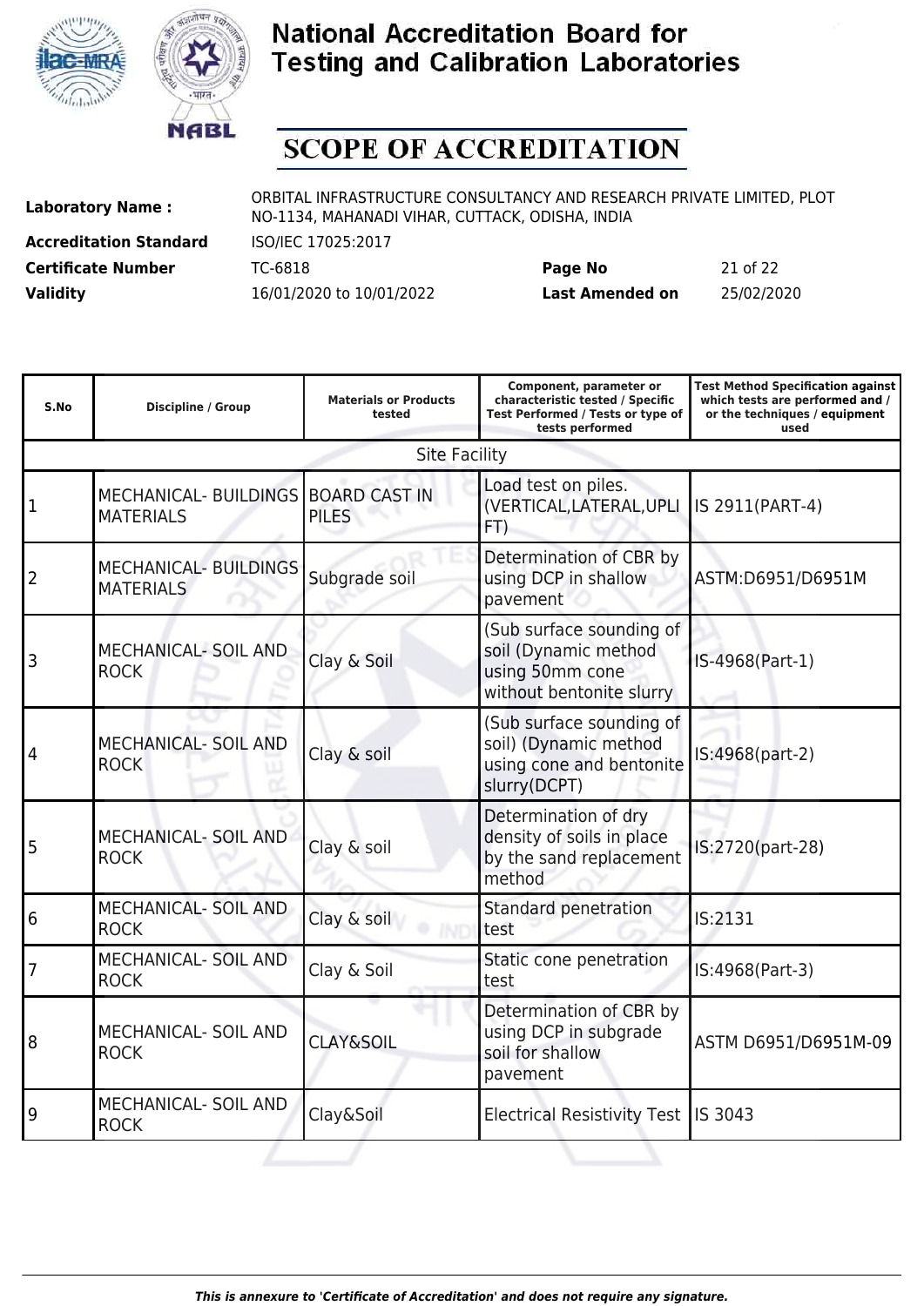# National Accreditation Board for Testing and Calibration Laboratories

## SCOPE OF ACCREDITATION

| | | | |
|---|---|---|---|
| **Laboratory Name :** | ORBITAL INFRASTRUCTURE CONSULTANCY AND RESEARCH PRIVATE LIMITED, PLOT NO-1134, MAHANADI VIHAR, CUTTACK, ODISHA, INDIA | | |
| **Accreditation Standard** | ISO/IEC 17025:2017 | | |
| **Certificate Number** | TC-6818 | **Page No** | 21 of 22 |
| **Validity** | 16/01/2020 to 10/01/2022 | **Last Amended on** | 25/02/2020 |

| S.No | Discipline / Group | Materials or Products tested | Component, parameter or characteristic tested / Specific Test Performed / Tests or type of tests performed | Test Method Specification against which tests are performed and / or the techniques / equipment used |
|---|---|---|---|---|
| Site Facility | | | | |
| 1 | MECHANICAL- BUILDINGS MATERIALS | BOARD CAST IN PILES | Load test on piles. (VERTICAL,LATERAL,UPLIFT) | IS 2911(PART-4) |
| 2 | MECHANICAL- BUILDINGS MATERIALS | Subgrade soil | Determination of CBR by using DCP in shallow pavement | ASTM:D6951/D6951M |
| 3 | MECHANICAL- SOIL AND ROCK | Clay & Soil | (Sub surface sounding of soil (Dynamic method using 50mm cone without bentonite slurry | IS-4968(Part-1) |
| 4 | MECHANICAL- SOIL AND ROCK | Clay & soil | (Sub surface sounding of soil) (Dynamic method using cone and bentonite slurry(DCPT) | IS:4968(part-2) |
| 5 | MECHANICAL- SOIL AND ROCK | Clay & soil | Determination of dry density of soils in place by the sand replacement method | IS:2720(part-28) |
| 6 | MECHANICAL- SOIL AND ROCK | Clay & soil | Standard penetration test | IS:2131 |
| 7 | MECHANICAL- SOIL AND ROCK | Clay & Soil | Static cone penetration test | IS:4968(Part-3) |
| 8 | MECHANICAL- SOIL AND ROCK | CLAY&SOIL | Determination of CBR by using DCP in subgrade soil for shallow pavement | ASTM D6951/D6951M-09 |
| 9 | MECHANICAL- SOIL AND ROCK | Clay&Soil | Electrical Resistivity Test | IS 3043 |

*This is annexure to 'Certificate of Accreditation' and does not require any signature.*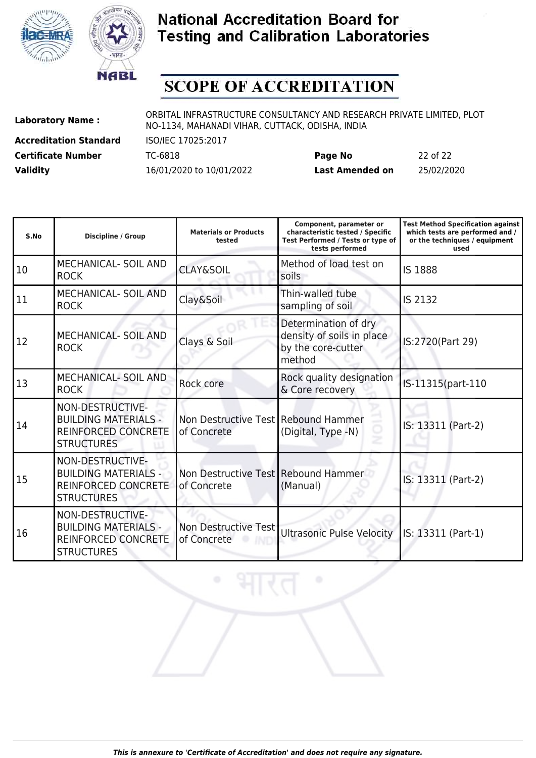# National Accreditation Board for Testing and Calibration Laboratories

## SCOPE OF ACCREDITATION

| | | | | |
|---|---|---|---|---|
| **Laboratory Name :** | ORBITAL INFRASTRUCTURE CONSULTANCY AND RESEARCH PRIVATE LIMITED, PLOT NO-1134, MAHANADI VIHAR, CUTTACK, ODISHA, INDIA | | | |
| **Accreditation Standard** | ISO/IEC 17025:2017 | | | |
| **Certificate Number** | TC-6818 | **Page No** | 22 of 22 | |
| **Validity** | 16/01/2020 to 10/01/2022 | **Last Amended on** | 25/02/2020 | |

| S.No | Discipline / Group | Materials or Products tested | Component, parameter or characteristic tested / Specific Test Performed / Tests or type of tests performed | Test Method Specification against which tests are performed and / or the techniques / equipment used |
|---|---|---|---|---|
| 10 | MECHANICAL- SOIL AND ROCK | CLAY&SOIL | Method of load test on soils | IS 1888 |
| 11 | MECHANICAL- SOIL AND ROCK | Clay&Soil | Thin-walled tube sampling of soil | IS 2132 |
| 12 | MECHANICAL- SOIL AND ROCK | Clays & Soil | Determination of dry density of soils in place by the core-cutter method | IS:2720(Part 29) |
| 13 | MECHANICAL- SOIL AND ROCK | Rock core | Rock quality designation & Core recovery | IS-11315(part-110 |
| 14 | NON-DESTRUCTIVE- BUILDING MATERIALS - REINFORCED CONCRETE STRUCTURES | Non Destructive Test of Concrete | Rebound Hammer (Digital, Type -N) | IS: 13311 (Part-2) |
| 15 | NON-DESTRUCTIVE- BUILDING MATERIALS - REINFORCED CONCRETE STRUCTURES | Non Destructive Test of Concrete | Rebound Hammer (Manual) | IS: 13311 (Part-2) |
| 16 | NON-DESTRUCTIVE- BUILDING MATERIALS - REINFORCED CONCRETE STRUCTURES | Non Destructive Test of Concrete | Ultrasonic Pulse Velocity | IS: 13311 (Part-1) |

*This is annexure to 'Certificate of Accreditation' and does not require any signature.*